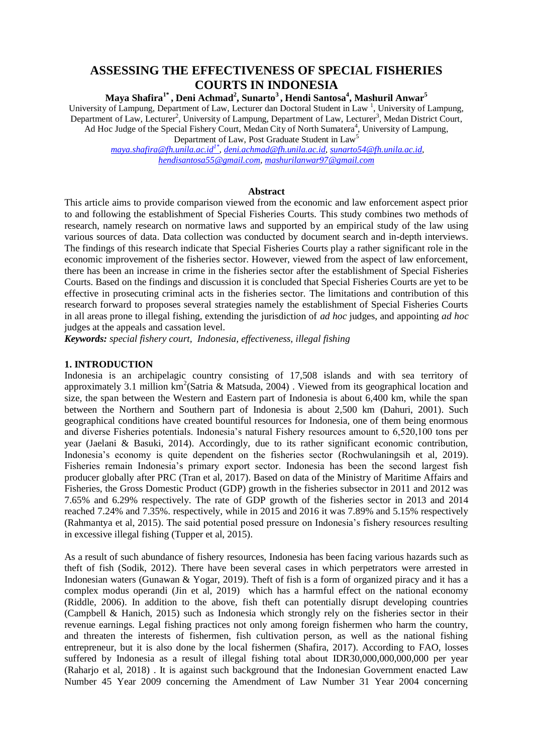# ASSESSING THE EFFECTIVENESS OF SPECIAL FISHERIES COURTS IN INDONESIA

**Maya Shafira[1*], Deni Achmad[2], Sunarto[3], Hendi Santosa[4], Mashuril Anwar[5]**

University of Lampung, Department of Law, Lecturer dan Doctoral Student in Law [1], University of Lampung, Department of Law, Lecturer[2], University of Lampung, Department of Law, Lecturer[3], Medan District Court, Ad Hoc Judge of the Special Fishery Court, Medan City of North Sumatera[4], University of Lampung, Department of Law, Post Graduate Student in Law[5]

maya.shafira@fh.unila.ac.id[1*], deni.achmad@fh.unila.ac.id, sunarto54@fh.unila.ac.id, hendisantosa55@gmail.com, mashurilanwar97@gmail.com

## Abstract

This article aims to provide comparison viewed from the economic and law enforcement aspect prior to and following the establishment of Special Fisheries Courts. This study combines two methods of research, namely research on normative laws and supported by an empirical study of the law using various sources of data. Data collection was conducted by document search and in-depth interviews. The findings of this research indicate that Special Fisheries Courts play a rather significant role in the economic improvement of the fisheries sector. However, viewed from the aspect of law enforcement, there has been an increase in crime in the fisheries sector after the establishment of Special Fisheries Courts. Based on the findings and discussion it is concluded that Special Fisheries Courts are yet to be effective in prosecuting criminal acts in the fisheries sector. The limitations and contribution of this research forward to proposes several strategies namely the establishment of Special Fisheries Courts in all areas prone to illegal fishing, extending the jurisdiction of *ad hoc* judges, and appointing *ad hoc* judges at the appeals and cassation level.

***Keywords:*** *special fishery court, Indonesia, effectiveness, illegal fishing*

## 1. INTRODUCTION

Indonesia is an archipelagic country consisting of 17,508 islands and with sea territory of approximately 3.1 million km$^2$(Satria & Matsuda, 2004) . Viewed from its geographical location and size, the span between the Western and Eastern part of Indonesia is about 6,400 km, while the span between the Northern and Southern part of Indonesia is about 2,500 km (Dahuri, 2001). Such geographical conditions have created bountiful resources for Indonesia, one of them being enormous and diverse Fisheries potentials. Indonesia's natural Fishery resources amount to 6,520,100 tons per year (Jaelani & Basuki, 2014). Accordingly, due to its rather significant economic contribution, Indonesia's economy is quite dependent on the fisheries sector (Rochwulaningsih et al, 2019). Fisheries remain Indonesia's primary export sector. Indonesia has been the second largest fish producer globally after PRC (Tran et al, 2017). Based on data of the Ministry of Maritime Affairs and Fisheries, the Gross Domestic Product (GDP) growth in the fisheries subsector in 2011 and 2012 was 7.65% and 6.29% respectively. The rate of GDP growth of the fisheries sector in 2013 and 2014 reached 7.24% and 7.35%. respectively, while in 2015 and 2016 it was 7.89% and 5.15% respectively (Rahmantya et al, 2015). The said potential posed pressure on Indonesia's fishery resources resulting in excessive illegal fishing (Tupper et al, 2015).

As a result of such abundance of fishery resources, Indonesia has been facing various hazards such as theft of fish (Sodik, 2012). There have been several cases in which perpetrators were arrested in Indonesian waters (Gunawan & Yogar, 2019). Theft of fish is a form of organized piracy and it has a complex modus operandi (Jin et al, 2019) which has a harmful effect on the national economy (Riddle, 2006). In addition to the above, fish theft can potentially disrupt developing countries (Campbell & Hanich, 2015) such as Indonesia which strongly rely on the fisheries sector in their revenue earnings. Legal fishing practices not only among foreign fishermen who harm the country, and threaten the interests of fishermen, fish cultivation person, as well as the national fishing entrepreneur, but it is also done by the local fishermen (Shafira, 2017). According to FAO, losses suffered by Indonesia as a result of illegal fishing total about IDR30,000,000,000,000 per year (Raharjo et al, 2018) . It is against such background that the Indonesian Government enacted Law Number 45 Year 2009 concerning the Amendment of Law Number 31 Year 2004 concerning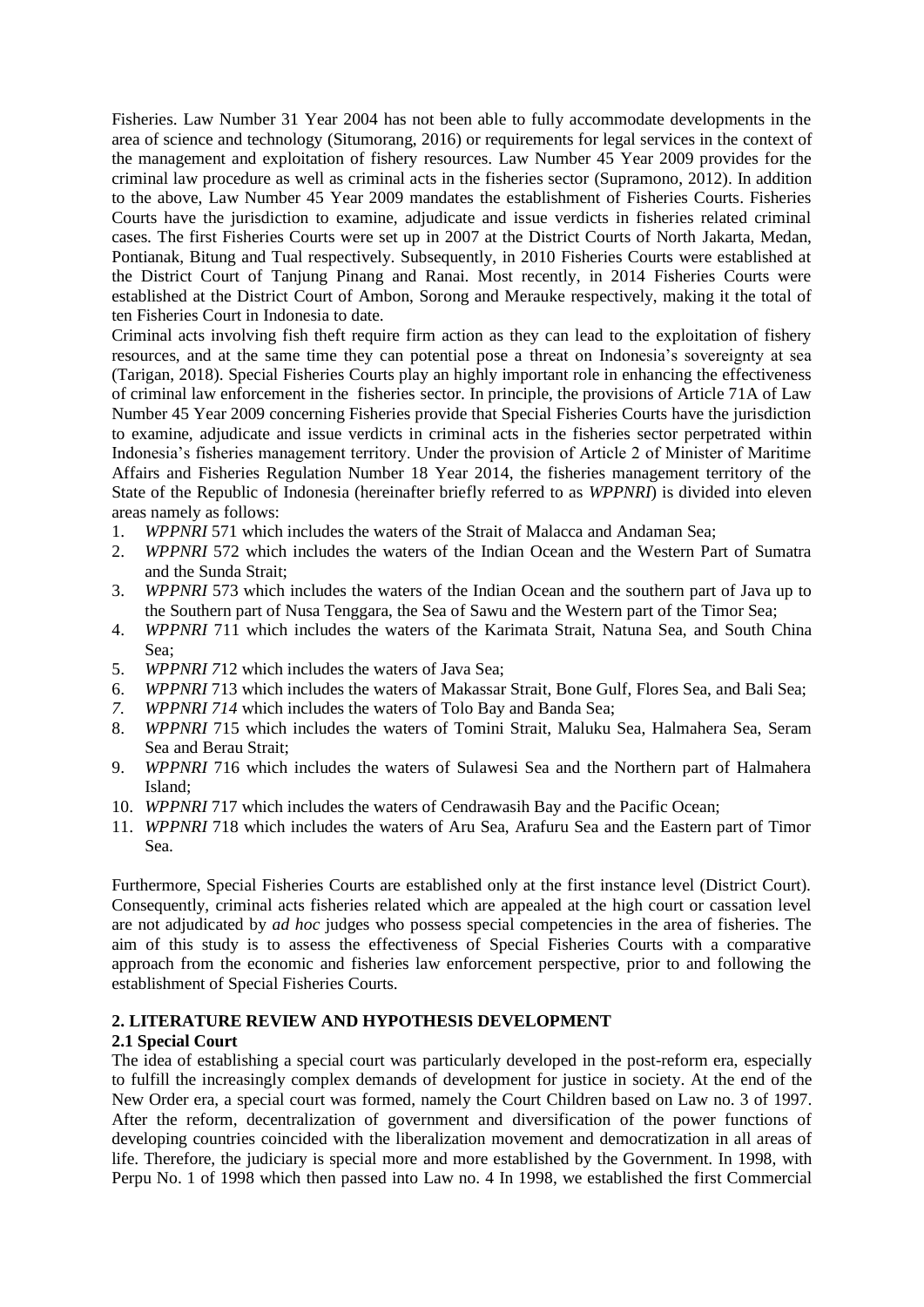Fisheries. Law Number 31 Year 2004 has not been able to fully accommodate developments in the area of science and technology (Situmorang, 2016) or requirements for legal services in the context of the management and exploitation of fishery resources. Law Number 45 Year 2009 provides for the criminal law procedure as well as criminal acts in the fisheries sector (Supramono, 2012). In addition to the above, Law Number 45 Year 2009 mandates the establishment of Fisheries Courts. Fisheries Courts have the jurisdiction to examine, adjudicate and issue verdicts in fisheries related criminal cases. The first Fisheries Courts were set up in 2007 at the District Courts of North Jakarta, Medan, Pontianak, Bitung and Tual respectively. Subsequently, in 2010 Fisheries Courts were established at the District Court of Tanjung Pinang and Ranai. Most recently, in 2014 Fisheries Courts were established at the District Court of Ambon, Sorong and Merauke respectively, making it the total of ten Fisheries Court in Indonesia to date.

Criminal acts involving fish theft require firm action as they can lead to the exploitation of fishery resources, and at the same time they can potential pose a threat on Indonesia's sovereignty at sea (Tarigan, 2018). Special Fisheries Courts play an highly important role in enhancing the effectiveness of criminal law enforcement in the fisheries sector. In principle, the provisions of Article 71A of Law Number 45 Year 2009 concerning Fisheries provide that Special Fisheries Courts have the jurisdiction to examine, adjudicate and issue verdicts in criminal acts in the fisheries sector perpetrated within Indonesia's fisheries management territory. Under the provision of Article 2 of Minister of Maritime Affairs and Fisheries Regulation Number 18 Year 2014, the fisheries management territory of the State of the Republic of Indonesia (hereinafter briefly referred to as *WPPNRI*) is divided into eleven areas namely as follows:

1. *WPPNRI* 571 which includes the waters of the Strait of Malacca and Andaman Sea;
2. *WPPNRI* 572 which includes the waters of the Indian Ocean and the Western Part of Sumatra and the Sunda Strait;
3. *WPPNRI* 573 which includes the waters of the Indian Ocean and the southern part of Java up to the Southern part of Nusa Tenggara, the Sea of Sawu and the Western part of the Timor Sea;
4. *WPPNRI* 711 which includes the waters of the Karimata Strait, Natuna Sea, and South China Sea;
5. *WPPNRI 7*12 which includes the waters of Java Sea;
6. *WPPNRI* 713 which includes the waters of Makassar Strait, Bone Gulf, Flores Sea, and Bali Sea;
7. *WPPNRI 714* which includes the waters of Tolo Bay and Banda Sea;
8. *WPPNRI* 715 which includes the waters of Tomini Strait, Maluku Sea, Halmahera Sea, Seram Sea and Berau Strait;
9. *WPPNRI* 716 which includes the waters of Sulawesi Sea and the Northern part of Halmahera Island;
10. *WPPNRI* 717 which includes the waters of Cendrawasih Bay and the Pacific Ocean;
11. *WPPNRI* 718 which includes the waters of Aru Sea, Arafuru Sea and the Eastern part of Timor Sea.

Furthermore, Special Fisheries Courts are established only at the first instance level (District Court). Consequently, criminal acts fisheries related which are appealed at the high court or cassation level are not adjudicated by *ad hoc* judges who possess special competencies in the area of fisheries. The aim of this study is to assess the effectiveness of Special Fisheries Courts with a comparative approach from the economic and fisheries law enforcement perspective, prior to and following the establishment of Special Fisheries Courts.

## 2. LITERATURE REVIEW AND HYPOTHESIS DEVELOPMENT

### 2.1 Special Court

The idea of establishing a special court was particularly developed in the post-reform era, especially to fulfill the increasingly complex demands of development for justice in society. At the end of the New Order era, a special court was formed, namely the Court Children based on Law no. 3 of 1997. After the reform, decentralization of government and diversification of the power functions of developing countries coincided with the liberalization movement and democratization in all areas of life. Therefore, the judiciary is special more and more established by the Government. In 1998, with Perpu No. 1 of 1998 which then passed into Law no. 4 In 1998, we established the first Commercial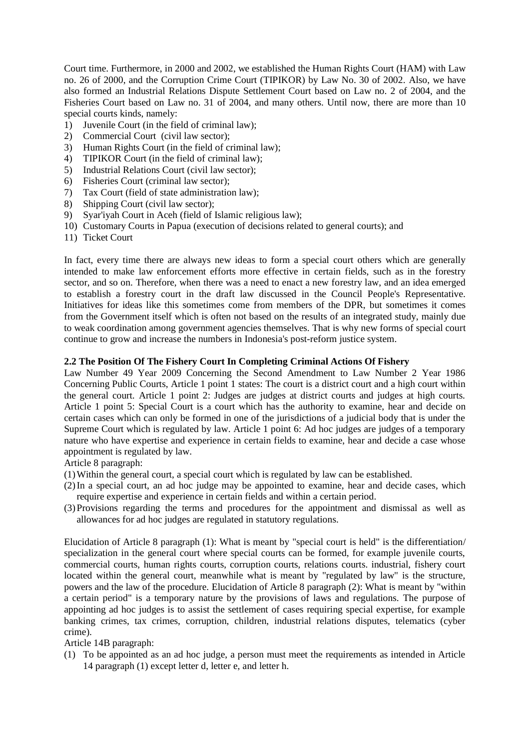Court time. Furthermore, in 2000 and 2002, we established the Human Rights Court (HAM) with Law no. 26 of 2000, and the Corruption Crime Court (TIPIKOR) by Law No. 30 of 2002. Also, we have also formed an Industrial Relations Dispute Settlement Court based on Law no. 2 of 2004, and the Fisheries Court based on Law no. 31 of 2004, and many others. Until now, there are more than 10 special courts kinds, namely:

1) Juvenile Court (in the field of criminal law);
2) Commercial Court (civil law sector);
3) Human Rights Court (in the field of criminal law);
4) TIPIKOR Court (in the field of criminal law);
5) Industrial Relations Court (civil law sector);
6) Fisheries Court (criminal law sector);
7) Tax Court (field of state administration law);
8) Shipping Court (civil law sector);
9) Syar'iyah Court in Aceh (field of Islamic religious law);
10) Customary Courts in Papua (execution of decisions related to general courts); and
11) Ticket Court

In fact, every time there are always new ideas to form a special court others which are generally intended to make law enforcement efforts more effective in certain fields, such as in the forestry sector, and so on. Therefore, when there was a need to enact a new forestry law, and an idea emerged to establish a forestry court in the draft law discussed in the Council People's Representative. Initiatives for ideas like this sometimes come from members of the DPR, but sometimes it comes from the Government itself which is often not based on the results of an integrated study, mainly due to weak coordination among government agencies themselves. That is why new forms of special court continue to grow and increase the numbers in Indonesia's post-reform justice system.

**2.2 The Position Of The Fishery Court In Completing Criminal Actions Of Fishery**

Law Number 49 Year 2009 Concerning the Second Amendment to Law Number 2 Year 1986 Concerning Public Courts, Article 1 point 1 states: The court is a district court and a high court within the general court. Article 1 point 2: Judges are judges at district courts and judges at high courts. Article 1 point 5: Special Court is a court which has the authority to examine, hear and decide on certain cases which can only be formed in one of the jurisdictions of a judicial body that is under the Supreme Court which is regulated by law. Article 1 point 6: Ad hoc judges are judges of a temporary nature who have expertise and experience in certain fields to examine, hear and decide a case whose appointment is regulated by law.

Article 8 paragraph:

(1) Within the general court, a special court which is regulated by law can be established.
(2) In a special court, an ad hoc judge may be appointed to examine, hear and decide cases, which require expertise and experience in certain fields and within a certain period.
(3) Provisions regarding the terms and procedures for the appointment and dismissal as well as allowances for ad hoc judges are regulated in statutory regulations.

Elucidation of Article 8 paragraph (1): What is meant by "special court is held" is the differentiation/ specialization in the general court where special courts can be formed, for example juvenile courts, commercial courts, human rights courts, corruption courts, relations courts. industrial, fishery court located within the general court, meanwhile what is meant by "regulated by law" is the structure, powers and the law of the procedure. Elucidation of Article 8 paragraph (2): What is meant by "within a certain period" is a temporary nature by the provisions of laws and regulations. The purpose of appointing ad hoc judges is to assist the settlement of cases requiring special expertise, for example banking crimes, tax crimes, corruption, children, industrial relations disputes, telematics (cyber crime).

Article 14B paragraph:

(1) To be appointed as an ad hoc judge, a person must meet the requirements as intended in Article 14 paragraph (1) except letter d, letter e, and letter h.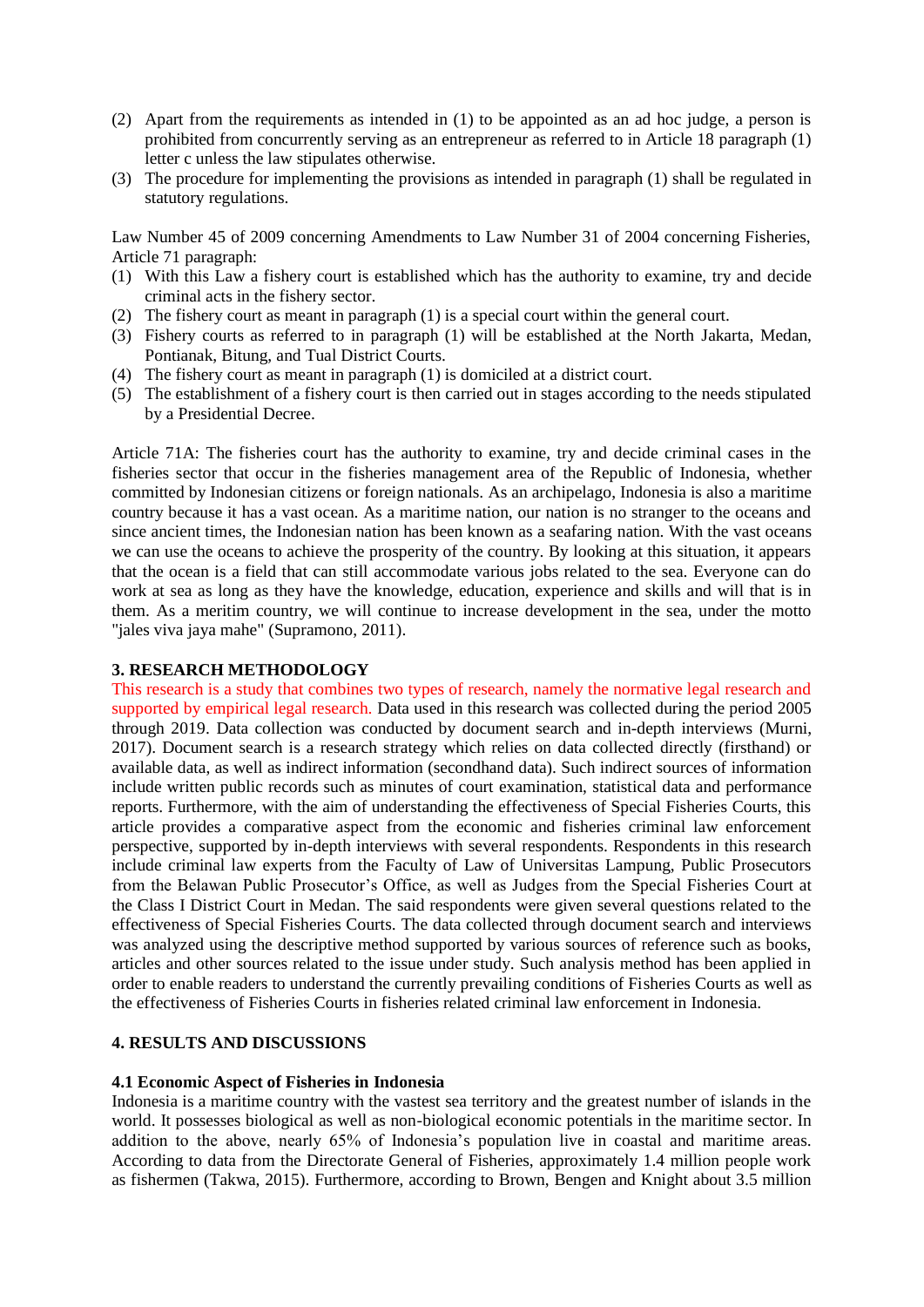(2) Apart from the requirements as intended in (1) to be appointed as an ad hoc judge, a person is prohibited from concurrently serving as an entrepreneur as referred to in Article 18 paragraph (1) letter c unless the law stipulates otherwise.
(3) The procedure for implementing the provisions as intended in paragraph (1) shall be regulated in statutory regulations.

Law Number 45 of 2009 concerning Amendments to Law Number 31 of 2004 concerning Fisheries, Article 71 paragraph:

(1) With this Law a fishery court is established which has the authority to examine, try and decide criminal acts in the fishery sector.
(2) The fishery court as meant in paragraph (1) is a special court within the general court.
(3) Fishery courts as referred to in paragraph (1) will be established at the North Jakarta, Medan, Pontianak, Bitung, and Tual District Courts.
(4) The fishery court as meant in paragraph (1) is domiciled at a district court.
(5) The establishment of a fishery court is then carried out in stages according to the needs stipulated by a Presidential Decree.

Article 71A: The fisheries court has the authority to examine, try and decide criminal cases in the fisheries sector that occur in the fisheries management area of the Republic of Indonesia, whether committed by Indonesian citizens or foreign nationals. As an archipelago, Indonesia is also a maritime country because it has a vast ocean. As a maritime nation, our nation is no stranger to the oceans and since ancient times, the Indonesian nation has been known as a seafaring nation. With the vast oceans we can use the oceans to achieve the prosperity of the country. By looking at this situation, it appears that the ocean is a field that can still accommodate various jobs related to the sea. Everyone can do work at sea as long as they have the knowledge, education, experience and skills and will that is in them. As a meritim country, we will continue to increase development in the sea, under the motto "jales viva jaya mahe" (Supramono, 2011).

## 3. RESEARCH METHODOLOGY

This research is a study that combines two types of research, namely the normative legal research and supported by empirical legal research. Data used in this research was collected during the period 2005 through 2019. Data collection was conducted by document search and in-depth interviews (Murni, 2017). Document search is a research strategy which relies on data collected directly (firsthand) or available data, as well as indirect information (secondhand data). Such indirect sources of information include written public records such as minutes of court examination, statistical data and performance reports. Furthermore, with the aim of understanding the effectiveness of Special Fisheries Courts, this article provides a comparative aspect from the economic and fisheries criminal law enforcement perspective, supported by in-depth interviews with several respondents. Respondents in this research include criminal law experts from the Faculty of Law of Universitas Lampung, Public Prosecutors from the Belawan Public Prosecutor's Office, as well as Judges from the Special Fisheries Court at the Class I District Court in Medan. The said respondents were given several questions related to the effectiveness of Special Fisheries Courts. The data collected through document search and interviews was analyzed using the descriptive method supported by various sources of reference such as books, articles and other sources related to the issue under study. Such analysis method has been applied in order to enable readers to understand the currently prevailing conditions of Fisheries Courts as well as the effectiveness of Fisheries Courts in fisheries related criminal law enforcement in Indonesia.

## 4. RESULTS AND DISCUSSIONS

### 4.1 Economic Aspect of Fisheries in Indonesia

Indonesia is a maritime country with the vastest sea territory and the greatest number of islands in the world. It possesses biological as well as non-biological economic potentials in the maritime sector. In addition to the above, nearly 65% of Indonesia's population live in coastal and maritime areas. According to data from the Directorate General of Fisheries, approximately 1.4 million people work as fishermen (Takwa, 2015). Furthermore, according to Brown, Bengen and Knight about 3.5 million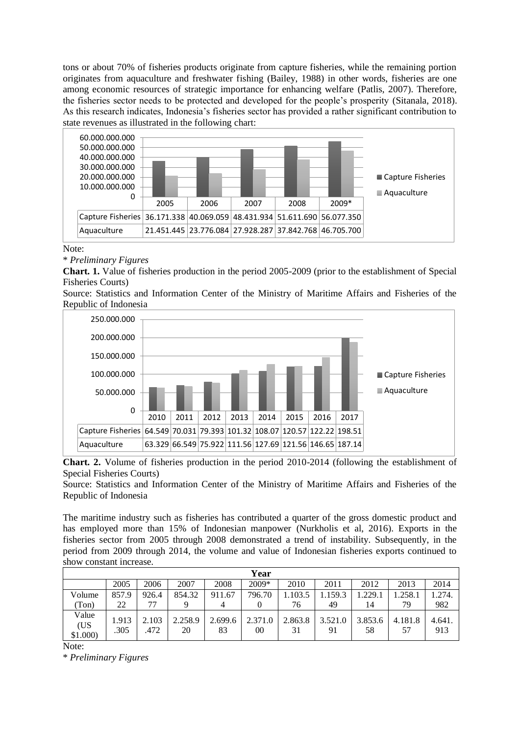tons or about 70% of fisheries products originate from capture fisheries, while the remaining portion originates from aquaculture and freshwater fishing (Bailey, 1988) in other words, fisheries are one among economic resources of strategic importance for enhancing welfare (Patlis, 2007). Therefore, the fisheries sector needs to be protected and developed for the people's prosperity (Sitanala, 2018). As this research indicates, Indonesia's fisheries sector has provided a rather significant contribution to state revenues as illustrated in the following chart:

| | 2005 | 2006 | 2007 | 2008 | 2009* |
|---|---|---|---|---|---|
| Capture Fisheries | 36.171.338 | 40.069.059 | 48.431.934 | 51.611.690 | 56.077.350 |
| Aquaculture | 21.451.445 | 23.776.084 | 27.928.287 | 37.842.768 | 46.705.700 |

Note:

* *Preliminary Figures*

**Chart. 1.** Value of fisheries production in the period 2005-2009 (prior to the establishment of Special Fisheries Courts)

Source: Statistics and Information Center of the Ministry of Maritime Affairs and Fisheries of the Republic of Indonesia

| | 2010 | 2011 | 2012 | 2013 | 2014 | 2015 | 2016 | 2017 |
|---|---|---|---|---|---|---|---|---|
| Capture Fisheries | 64.549 | 70.031 | 79.393 | 101.32 | 108.07 | 120.57 | 122.22 | 198.51 |
| Aquaculture | 63.329 | 66.549 | 75.922 | 111.56 | 127.69 | 121.56 | 146.65 | 187.14 |

**Chart. 2.** Volume of fisheries production in the period 2010-2014 (following the establishment of Special Fisheries Courts)

Source: Statistics and Information Center of the Ministry of Maritime Affairs and Fisheries of the Republic of Indonesia

The maritime industry such as fisheries has contributed a quarter of the gross domestic product and has employed more than 15% of Indonesian manpower (Nurkholis et al, 2016). Exports in the fisheries sector from 2005 through 2008 demonstrated a trend of instability. Subsequently, in the period from 2009 through 2014, the volume and value of Indonesian fisheries exports continued to show constant increase.

| | Year | | | | | | | | | |
|---|---|---|---|---|---|---|---|---|---|---|
| | 2005 | 2006 | 2007 | 2008 | 2009* | 2010 | 2011 | 2012 | 2013 | 2014 |
| Volume (Ton) | 857.922 | 926.477 | 854.329 | 911.674 | 796.700 | 1.103.576 | 1.159.349 | 1.229.114 | 1.258.179 | 1.274.982 |
| Value (US $1.000) | 1.913.305 | 2.103.472 | 2.258.920 | 2.699.683 | 2.371.000 | 2.863.831 | 3.521.091 | 3.853.658 | 4.181.857 | 4.641.913 |

Note:

* *Preliminary Figures*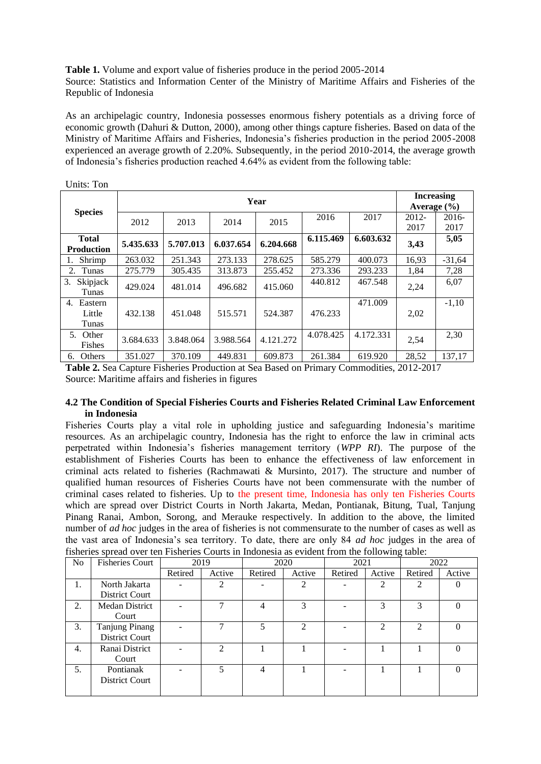**Table 1.** Volume and export value of fisheries produce in the period 2005-2014
Source: Statistics and Information Center of the Ministry of Maritime Affairs and Fisheries of the Republic of Indonesia

As an archipelagic country, Indonesia possesses enormous fishery potentials as a driving force of economic growth (Dahuri & Dutton, 2000), among other things capture fisheries. Based on data of the Ministry of Maritime Affairs and Fisheries, Indonesia's fisheries production in the period 2005-2008 experienced an average growth of 2.20%. Subsequently, in the period 2010-2014, the average growth of Indonesia's fisheries production reached 4.64% as evident from the following table:

Units: Ton

| Species | Year | | | | | | Increasing Average (%) | |
|---|---|---|---|---|---|---|---|---|
| | 2012 | 2013 | 2014 | 2015 | 2016 | 2017 | 2012-2017 | 2016-2017 |
| **Total Production** | **5.435.633** | **5.707.013** | **6.037.654** | **6.204.668** | **6.115.469** | **6.603.632** | **3,43** | **5,05** |
| 1. Shrimp | 263.032 | 251.343 | 273.133 | 278.625 | 585.279 | 400.073 | 16,93 | -31,64 |
| 2. Tunas | 275.779 | 305.435 | 313.873 | 255.452 | 273.336 | 293.233 | 1,84 | 7,28 |
| 3. Skipjack Tunas | 429.024 | 481.014 | 496.682 | 415.060 | 440.812 | 467.548 | 2,24 | 6,07 |
| 4. Eastern Little Tunas | 432.138 | 451.048 | 515.571 | 524.387 | 476.233 | 471.009 | 2,02 | -1,10 |
| 5. Other Fishes | 3.684.633 | 3.848.064 | 3.988.564 | 4.121.272 | 4.078.425 | 4.172.331 | 2,54 | 2,30 |
| 6. Others | 351.027 | 370.109 | 449.831 | 609.873 | 261.384 | 619.920 | 28,52 | 137,17 |

**Table 2.** Sea Capture Fisheries Production at Sea Based on Primary Commodities, 2012-2017
Source: Maritime affairs and fisheries in figures

### 4.2 The Condition of Special Fisheries Courts and Fisheries Related Criminal Law Enforcement in Indonesia

Fisheries Courts play a vital role in upholding justice and safeguarding Indonesia's maritime resources. As an archipelagic country, Indonesia has the right to enforce the law in criminal acts perpetrated within Indonesia's fisheries management territory (*WPP RI*). The purpose of the establishment of Fisheries Courts has been to enhance the effectiveness of law enforcement in criminal acts related to fisheries (Rachmawati & Mursinto, 2017). The structure and number of qualified human resources of Fisheries Courts have not been commensurate with the number of criminal cases related to fisheries. Up to the present time, Indonesia has only ten Fisheries Courts which are spread over District Courts in North Jakarta, Medan, Pontianak, Bitung, Tual, Tanjung Pinang Ranai, Ambon, Sorong, and Merauke respectively. In addition to the above, the limited number of *ad hoc* judges in the area of fisheries is not commensurate to the number of cases as well as the vast area of Indonesia's sea territory. To date, there are only 84 *ad hoc* judges in the area of fisheries spread over ten Fisheries Courts in Indonesia as evident from the following table:

| No | Fisheries Court | 2019 | | 2020 | | 2021 | | 2022 | |
|---|---|---|---|---|---|---|---|---|---|
| | | Retired | Active | Retired | Active | Retired | Active | Retired | Active |
| 1. | North Jakarta District Court | - | 2 | - | 2 | - | 2 | 2 | 0 |
| 2. | Medan District Court | - | 7 | 4 | 3 | - | 3 | 3 | 0 |
| 3. | Tanjung Pinang District Court | - | 7 | 5 | 2 | - | 2 | 2 | 0 |
| 4. | Ranai District Court | - | 2 | 1 | 1 | - | 1 | 1 | 0 |
| 5. | Pontianak District Court | - | 5 | 4 | 1 | - | 1 | 1 | 0 |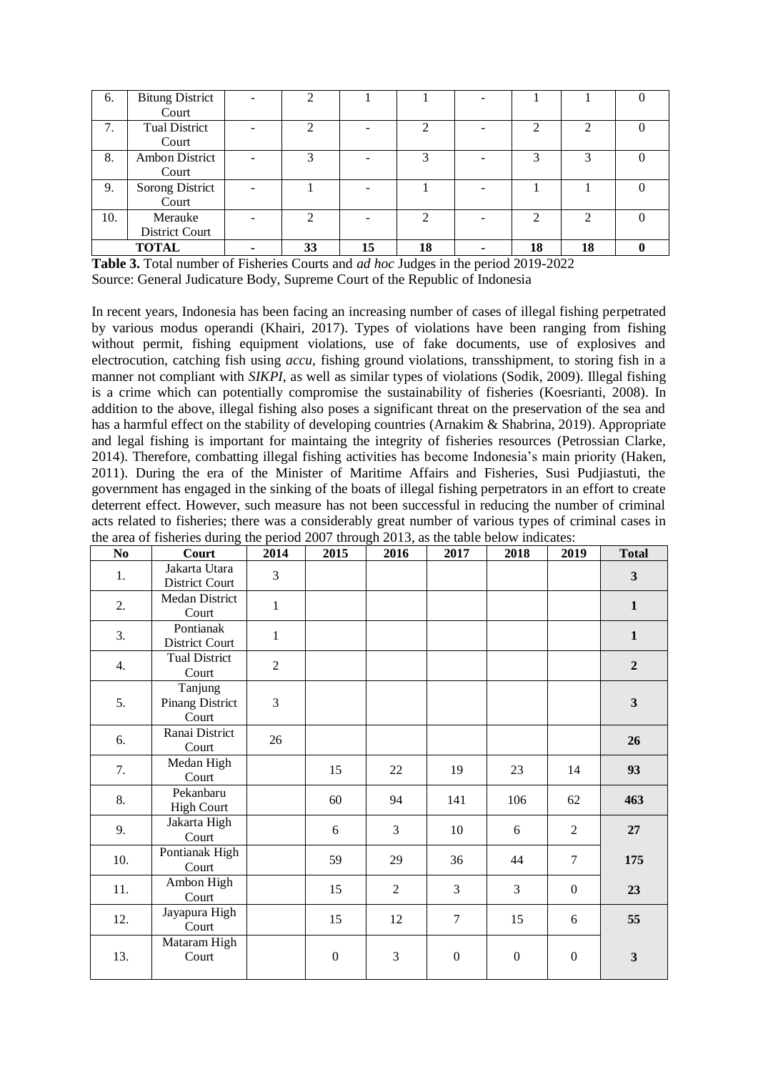| 6. | Bitung District Court | - | 2 | 1 | 1 | - | 1 | 1 | 0 |
|---|---|---|---|---|---|---|---|---|---|
| 7. | Tual District Court | - | 2 | - | 2 | - | 2 | 2 | 0 |
| 8. | Ambon District Court | - | 3 | - | 3 | - | 3 | 3 | 0 |
| 9. | Sorong District Court | - | 1 | - | 1 | - | 1 | 1 | 0 |
| 10. | Merauke District Court | - | 2 | - | 2 | - | 2 | 2 | 0 |
| **TOTAL** | | **-** | **33** | **15** | **18** | **-** | **18** | **18** | **0** |

**Table 3.** Total number of Fisheries Courts and *ad hoc* Judges in the period 2019-2022
Source: General Judicature Body, Supreme Court of the Republic of Indonesia

In recent years, Indonesia has been facing an increasing number of cases of illegal fishing perpetrated by various modus operandi (Khairi, 2017). Types of violations have been ranging from fishing without permit, fishing equipment violations, use of fake documents, use of explosives and electrocution, catching fish using *accu,* fishing ground violations, transshipment, to storing fish in a manner not compliant with *SIKPI,* as well as similar types of violations (Sodik, 2009). Illegal fishing is a crime which can potentially compromise the sustainability of fisheries (Koesrianti, 2008). In addition to the above, illegal fishing also poses a significant threat on the preservation of the sea and has a harmful effect on the stability of developing countries (Arnakim & Shabrina, 2019). Appropriate and legal fishing is important for maintaing the integrity of fisheries resources (Petrossian Clarke, 2014). Therefore, combatting illegal fishing activities has become Indonesia's main priority (Haken, 2011). During the era of the Minister of Maritime Affairs and Fisheries, Susi Pudjiastuti, the government has engaged in the sinking of the boats of illegal fishing perpetrators in an effort to create deterrent effect. However, such measure has not been successful in reducing the number of criminal acts related to fisheries; there was a considerably great number of various types of criminal cases in the area of fisheries during the period 2007 through 2013, as the table below indicates:

| No | Court | 2014 | 2015 | 2016 | 2017 | 2018 | 2019 | Total |
|---|---|---|---|---|---|---|---|---|
| 1. | Jakarta Utara District Court | 3 | | | | | | **3** |
| 2. | Medan District Court | 1 | | | | | | **1** |
| 3. | Pontianak District Court | 1 | | | | | | **1** |
| 4. | Tual District Court | 2 | | | | | | **2** |
| 5. | Tanjung Pinang District Court | 3 | | | | | | **3** |
| 6. | Ranai District Court | 26 | | | | | | **26** |
| 7. | Medan High Court | | 15 | 22 | 19 | 23 | 14 | **93** |
| 8. | Pekanbaru High Court | | 60 | 94 | 141 | 106 | 62 | **463** |
| 9. | Jakarta High Court | | 6 | 3 | 10 | 6 | 2 | **27** |
| 10. | Pontianak High Court | | 59 | 29 | 36 | 44 | 7 | **175** |
| 11. | Ambon High Court | | 15 | 2 | 3 | 3 | 0 | **23** |
| 12. | Jayapura High Court | | 15 | 12 | 7 | 15 | 6 | **55** |
| 13. | Mataram High Court | | 0 | 3 | 0 | 0 | 0 | **3** |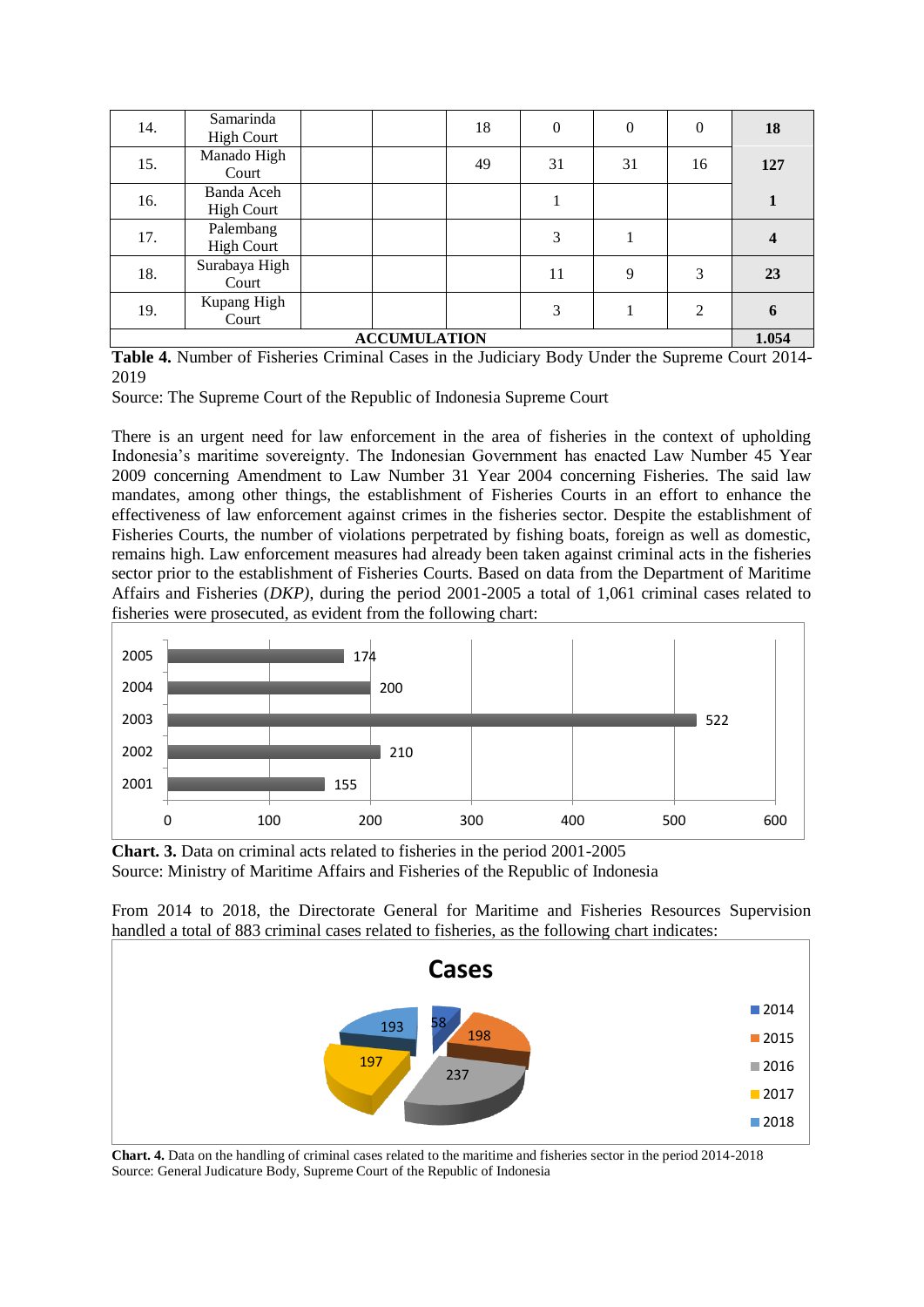| 14. | Samarinda High Court | | | 18 | 0 | 0 | 0 | **18** |
|---|---|---|---|---|---|---|---|---|
| 15. | Manado High Court | | | 49 | 31 | 31 | 16 | **127** |
| 16. | Banda Aceh High Court | | | | 1 | | | **1** |
| 17. | Palembang High Court | | | | 3 | 1 | | **4** |
| 18. | Surabaya High Court | | | | 11 | 9 | 3 | **23** |
| 19. | Kupang High Court | | | | 3 | 1 | 2 | **6** |
| **ACCUMULATION** | | | | | | | | **1.054** |

**Table 4.** Number of Fisheries Criminal Cases in the Judiciary Body Under the Supreme Court 2014-2019

Source: The Supreme Court of the Republic of Indonesia Supreme Court

There is an urgent need for law enforcement in the area of fisheries in the context of upholding Indonesia's maritime sovereignty. The Indonesian Government has enacted Law Number 45 Year 2009 concerning Amendment to Law Number 31 Year 2004 concerning Fisheries. The said law mandates, among other things, the establishment of Fisheries Courts in an effort to enhance the effectiveness of law enforcement against crimes in the fisheries sector. Despite the establishment of Fisheries Courts, the number of violations perpetrated by fishing boats, foreign as well as domestic, remains high. Law enforcement measures had already been taken against criminal acts in the fisheries sector prior to the establishment of Fisheries Courts. Based on data from the Department of Maritime Affairs and Fisheries (*DKP)*, during the period 2001-2005 a total of 1,061 criminal cases related to fisheries were prosecuted, as evident from the following chart:

| Year | Cases |
|---|---|
| 2005 | 174 |
| 2004 | 200 |
| 2003 | 522 |
| 2002 | 210 |
| 2001 | 155 |

**Chart. 3.** Data on criminal acts related to fisheries in the period 2001-2005

Source: Ministry of Maritime Affairs and Fisheries of the Republic of Indonesia

From 2014 to 2018, the Directorate General for Maritime and Fisheries Resources Supervision handled a total of 883 criminal cases related to fisheries, as the following chart indicates:

**Cases**

| Year | Cases |
|---|---|
| 2014 | 58 |
| 2015 | 198 |
| 2016 | 237 |
| 2017 | 197 |
| 2018 | 193 |

**Chart. 4.** Data on the handling of criminal cases related to the maritime and fisheries sector in the period 2014-2018

Source: General Judicature Body, Supreme Court of the Republic of Indonesia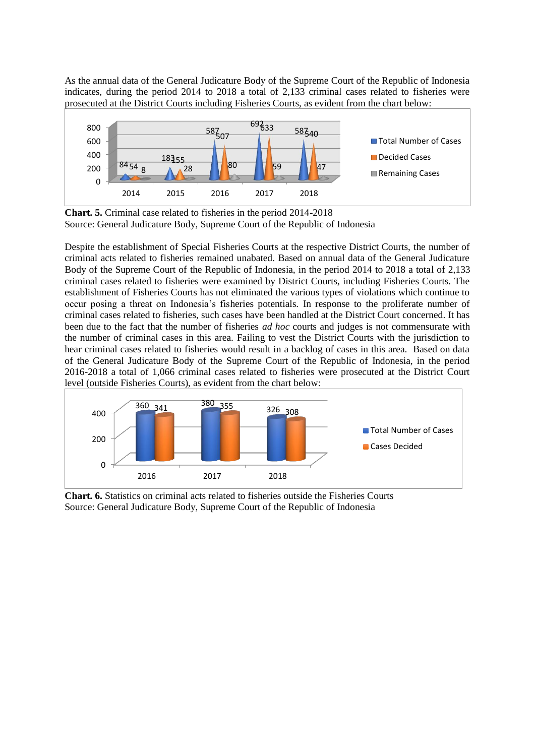As the annual data of the General Judicature Body of the Supreme Court of the Republic of Indonesia indicates, during the period 2014 to 2018 a total of 2,133 criminal cases related to fisheries were prosecuted at the District Courts including Fisheries Courts, as evident from the chart below:

| | 2014 | 2015 | 2016 | 2017 | 2018 |
|---|---|---|---|---|---|
| Total Number of Cases | 84 | 183 | 587 | 692 | 587 |
| Decided Cases | 54 | 155 | 507 | 633 | 540 |
| Remaining Cases | 8 | 28 | 80 | 59 | 47 |

**Chart. 5.** Criminal case related to fisheries in the period 2014-2018
Source: General Judicature Body, Supreme Court of the Republic of Indonesia

Despite the establishment of Special Fisheries Courts at the respective District Courts, the number of criminal acts related to fisheries remained unabated. Based on annual data of the General Judicature Body of the Supreme Court of the Republic of Indonesia, in the period 2014 to 2018 a total of 2,133 criminal cases related to fisheries were examined by District Courts, including Fisheries Courts. The establishment of Fisheries Courts has not eliminated the various types of violations which continue to occur posing a threat on Indonesia's fisheries potentials. In response to the proliferate number of criminal cases related to fisheries, such cases have been handled at the District Court concerned. It has been due to the fact that the number of fisheries *ad hoc* courts and judges is not commensurate with the number of criminal cases in this area. Failing to vest the District Courts with the jurisdiction to hear criminal cases related to fisheries would result in a backlog of cases in this area. Based on data of the General Judicature Body of the Supreme Court of the Republic of Indonesia, in the period 2016-2018 a total of 1,066 criminal cases related to fisheries were prosecuted at the District Court level (outside Fisheries Courts), as evident from the chart below:

| | 2016 | 2017 | 2018 |
|---|---|---|---|
| Total Number of Cases | 360 | 380 | 326 |
| Cases Decided | 341 | 355 | 308 |

**Chart. 6.** Statistics on criminal acts related to fisheries outside the Fisheries Courts
Source: General Judicature Body, Supreme Court of the Republic of Indonesia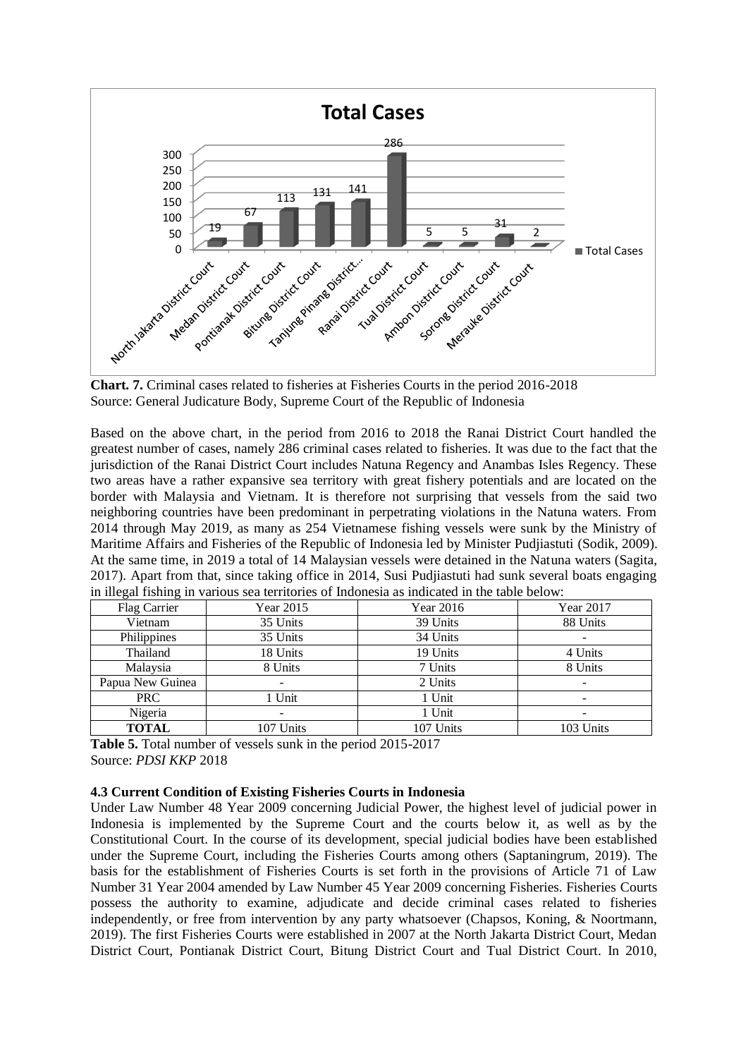**Chart. 7.** Criminal cases related to fisheries at Fisheries Courts in the period 2016-2018
Source: General Judicature Body, Supreme Court of the Republic of Indonesia

Based on the above chart, in the period from 2016 to 2018 the Ranai District Court handled the greatest number of cases, namely 286 criminal cases related to fisheries. It was due to the fact that the jurisdiction of the Ranai District Court includes Natuna Regency and Anambas Isles Regency. These two areas have a rather expansive sea territory with great fishery potentials and are located on the border with Malaysia and Vietnam. It is therefore not surprising that vessels from the said two neighboring countries have been predominant in perpetrating violations in the Natuna waters. From 2014 through May 2019, as many as 254 Vietnamese fishing vessels were sunk by the Ministry of Maritime Affairs and Fisheries of the Republic of Indonesia led by Minister Pudjiastuti (Sodik, 2009). At the same time, in 2019 a total of 14 Malaysian vessels were detained in the Natuna waters (Sagita, 2017). Apart from that, since taking office in 2014, Susi Pudjiastuti had sunk several boats engaging in illegal fishing in various sea territories of Indonesia as indicated in the table below:

| Flag Carrier | Year 2015 | Year 2016 | Year 2017 |
|---|---|---|---|
| Vietnam | 35 Units | 39 Units | 88 Units |
| Philippines | 35 Units | 34 Units | - |
| Thailand | 18 Units | 19 Units | 4 Units |
| Malaysia | 8 Units | 7 Units | 8 Units |
| Papua New Guinea | - | 2 Units | - |
| PRC | 1 Unit | 1 Unit | - |
| Nigeria | - | 1 Unit | - |
| **TOTAL** | 107 Units | 107 Units | 103 Units |

**Table 5.** Total number of vessels sunk in the period 2015-2017
Source: *PDSI KKP* 2018

### 4.3 Current Condition of Existing Fisheries Courts in Indonesia

Under Law Number 48 Year 2009 concerning Judicial Power, the highest level of judicial power in Indonesia is implemented by the Supreme Court and the courts below it, as well as by the Constitutional Court. In the course of its development, special judicial bodies have been established under the Supreme Court, including the Fisheries Courts among others (Saptaningrum, 2019). The basis for the establishment of Fisheries Courts is set forth in the provisions of Article 71 of Law Number 31 Year 2004 amended by Law Number 45 Year 2009 concerning Fisheries. Fisheries Courts possess the authority to examine, adjudicate and decide criminal cases related to fisheries independently, or free from intervention by any party whatsoever (Chapsos, Koning, & Noortmann, 2019). The first Fisheries Courts were established in 2007 at the North Jakarta District Court, Medan District Court, Pontianak District Court, Bitung District Court and Tual District Court. In 2010,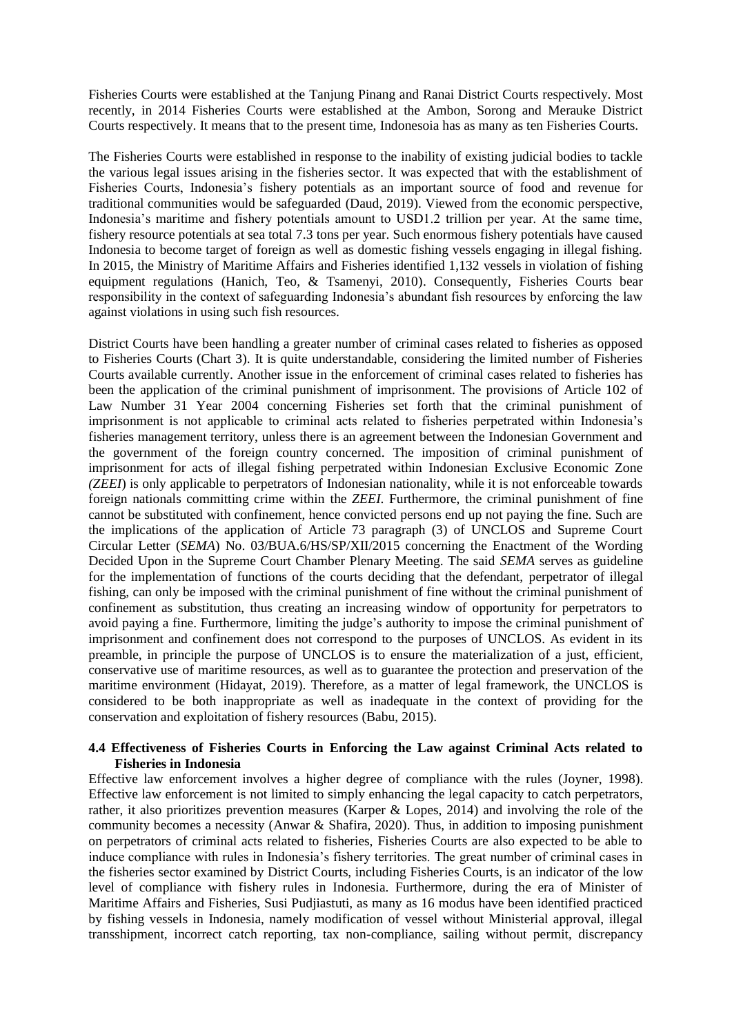Fisheries Courts were established at the Tanjung Pinang and Ranai District Courts respectively. Most recently, in 2014 Fisheries Courts were established at the Ambon, Sorong and Merauke District Courts respectively. It means that to the present time, Indonesoia has as many as ten Fisheries Courts.

The Fisheries Courts were established in response to the inability of existing judicial bodies to tackle the various legal issues arising in the fisheries sector. It was expected that with the establishment of Fisheries Courts, Indonesia's fishery potentials as an important source of food and revenue for traditional communities would be safeguarded (Daud, 2019). Viewed from the economic perspective, Indonesia's maritime and fishery potentials amount to USD1.2 trillion per year. At the same time, fishery resource potentials at sea total 7.3 tons per year. Such enormous fishery potentials have caused Indonesia to become target of foreign as well as domestic fishing vessels engaging in illegal fishing. In 2015, the Ministry of Maritime Affairs and Fisheries identified 1,132 vessels in violation of fishing equipment regulations (Hanich, Teo, & Tsamenyi, 2010). Consequently, Fisheries Courts bear responsibility in the context of safeguarding Indonesia's abundant fish resources by enforcing the law against violations in using such fish resources.

District Courts have been handling a greater number of criminal cases related to fisheries as opposed to Fisheries Courts (Chart 3). It is quite understandable, considering the limited number of Fisheries Courts available currently. Another issue in the enforcement of criminal cases related to fisheries has been the application of the criminal punishment of imprisonment. The provisions of Article 102 of Law Number 31 Year 2004 concerning Fisheries set forth that the criminal punishment of imprisonment is not applicable to criminal acts related to fisheries perpetrated within Indonesia's fisheries management territory, unless there is an agreement between the Indonesian Government and the government of the foreign country concerned. The imposition of criminal punishment of imprisonment for acts of illegal fishing perpetrated within Indonesian Exclusive Economic Zone *(ZEEI*) is only applicable to perpetrators of Indonesian nationality, while it is not enforceable towards foreign nationals committing crime within the *ZEEI*. Furthermore, the criminal punishment of fine cannot be substituted with confinement, hence convicted persons end up not paying the fine. Such are the implications of the application of Article 73 paragraph (3) of UNCLOS and Supreme Court Circular Letter (*SEMA*) No. 03/BUA.6/HS/SP/XII/2015 concerning the Enactment of the Wording Decided Upon in the Supreme Court Chamber Plenary Meeting. The said *SEMA* serves as guideline for the implementation of functions of the courts deciding that the defendant, perpetrator of illegal fishing, can only be imposed with the criminal punishment of fine without the criminal punishment of confinement as substitution, thus creating an increasing window of opportunity for perpetrators to avoid paying a fine. Furthermore, limiting the judge's authority to impose the criminal punishment of imprisonment and confinement does not correspond to the purposes of UNCLOS. As evident in its preamble, in principle the purpose of UNCLOS is to ensure the materialization of a just, efficient, conservative use of maritime resources, as well as to guarantee the protection and preservation of the maritime environment (Hidayat, 2019). Therefore, as a matter of legal framework, the UNCLOS is considered to be both inappropriate as well as inadequate in the context of providing for the conservation and exploitation of fishery resources (Babu, 2015).

### 4.4 Effectiveness of Fisheries Courts in Enforcing the Law against Criminal Acts related to Fisheries in Indonesia

Effective law enforcement involves a higher degree of compliance with the rules (Joyner, 1998). Effective law enforcement is not limited to simply enhancing the legal capacity to catch perpetrators, rather, it also prioritizes prevention measures (Karper & Lopes, 2014) and involving the role of the community becomes a necessity (Anwar & Shafira, 2020). Thus, in addition to imposing punishment on perpetrators of criminal acts related to fisheries, Fisheries Courts are also expected to be able to induce compliance with rules in Indonesia's fishery territories. The great number of criminal cases in the fisheries sector examined by District Courts, including Fisheries Courts, is an indicator of the low level of compliance with fishery rules in Indonesia. Furthermore, during the era of Minister of Maritime Affairs and Fisheries, Susi Pudjiastuti, as many as 16 modus have been identified practiced by fishing vessels in Indonesia, namely modification of vessel without Ministerial approval, illegal transshipment, incorrect catch reporting, tax non-compliance, sailing without permit, discrepancy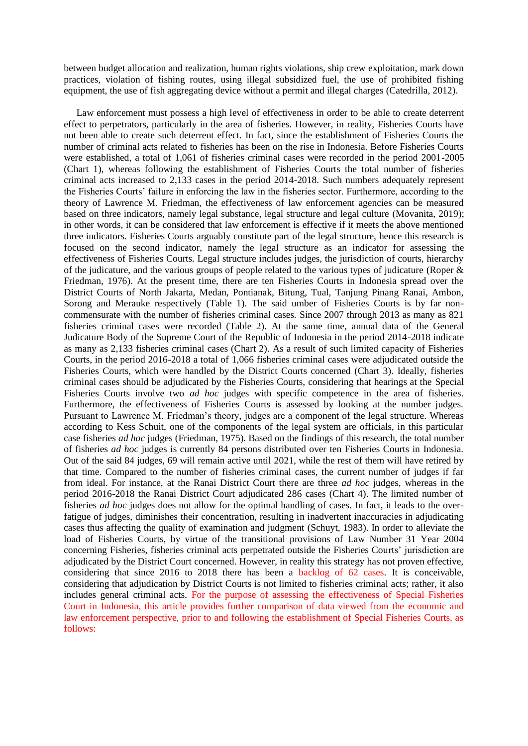between budget allocation and realization, human rights violations, ship crew exploitation, mark down practices, violation of fishing routes, using illegal subsidized fuel, the use of prohibited fishing equipment, the use of fish aggregating device without a permit and illegal charges (Catedrilla, 2012).

Law enforcement must possess a high level of effectiveness in order to be able to create deterrent effect to perpetrators, particularly in the area of fisheries. However, in reality, Fisheries Courts have not been able to create such deterrent effect. In fact, since the establishment of Fisheries Courts the number of criminal acts related to fisheries has been on the rise in Indonesia. Before Fisheries Courts were established, a total of 1,061 of fisheries criminal cases were recorded in the period 2001-2005 (Chart 1), whereas following the establishment of Fisheries Courts the total number of fisheries criminal acts increased to 2,133 cases in the period 2014-2018. Such numbers adequately represent the Fisheries Courts' failure in enforcing the law in the fisheries sector. Furthermore, according to the theory of Lawrence M. Friedman, the effectiveness of law enforcement agencies can be measured based on three indicators, namely legal substance, legal structure and legal culture (Movanita, 2019); in other words, it can be considered that law enforcement is effective if it meets the above mentioned three indicators. Fisheries Courts arguably constitute part of the legal structure, hence this research is focused on the second indicator, namely the legal structure as an indicator for assessing the effectiveness of Fisheries Courts. Legal structure includes judges, the jurisdiction of courts, hierarchy of the judicature, and the various groups of people related to the various types of judicature (Roper & Friedman, 1976). At the present time, there are ten Fisheries Courts in Indonesia spread over the District Courts of North Jakarta, Medan, Pontianak, Bitung, Tual, Tanjung Pinang Ranai, Ambon, Sorong and Merauke respectively (Table 1). The said umber of Fisheries Courts is by far non-commensurate with the number of fisheries criminal cases. Since 2007 through 2013 as many as 821 fisheries criminal cases were recorded (Table 2). At the same time, annual data of the General Judicature Body of the Supreme Court of the Republic of Indonesia in the period 2014-2018 indicate as many as 2,133 fisheries criminal cases (Chart 2). As a result of such limited capacity of Fisheries Courts, in the period 2016-2018 a total of 1,066 fisheries criminal cases were adjudicated outside the Fisheries Courts, which were handled by the District Courts concerned (Chart 3). Ideally, fisheries criminal cases should be adjudicated by the Fisheries Courts, considering that hearings at the Special Fisheries Courts involve two *ad hoc* judges with specific competence in the area of fisheries. Furthermore, the effectiveness of Fisheries Courts is assessed by looking at the number judges. Pursuant to Lawrence M. Friedman's theory, judges are a component of the legal structure. Whereas according to Kess Schuit, one of the components of the legal system are officials, in this particular case fisheries *ad hoc* judges (Friedman, 1975). Based on the findings of this research, the total number of fisheries *ad hoc* judges is currently 84 persons distributed over ten Fisheries Courts in Indonesia. Out of the said 84 judges, 69 will remain active until 2021, while the rest of them will have retired by that time. Compared to the number of fisheries criminal cases, the current number of judges if far from ideal. For instance, at the Ranai District Court there are three *ad hoc* judges, whereas in the period 2016-2018 the Ranai District Court adjudicated 286 cases (Chart 4). The limited number of fisheries *ad hoc* judges does not allow for the optimal handling of cases. In fact, it leads to the over-fatigue of judges, diminishes their concentration, resulting in inadvertent inaccuracies in adjudicating cases thus affecting the quality of examination and judgment (Schuyt, 1983). In order to alleviate the load of Fisheries Courts, by virtue of the transitional provisions of Law Number 31 Year 2004 concerning Fisheries, fisheries criminal acts perpetrated outside the Fisheries Courts' jurisdiction are adjudicated by the District Court concerned. However, in reality this strategy has not proven effective, considering that since 2016 to 2018 there has been a backlog of 62 cases. It is conceivable, considering that adjudication by District Courts is not limited to fisheries criminal acts; rather, it also includes general criminal acts. For the purpose of assessing the effectiveness of Special Fisheries Court in Indonesia, this article provides further comparison of data viewed from the economic and law enforcement perspective, prior to and following the establishment of Special Fisheries Courts, as follows: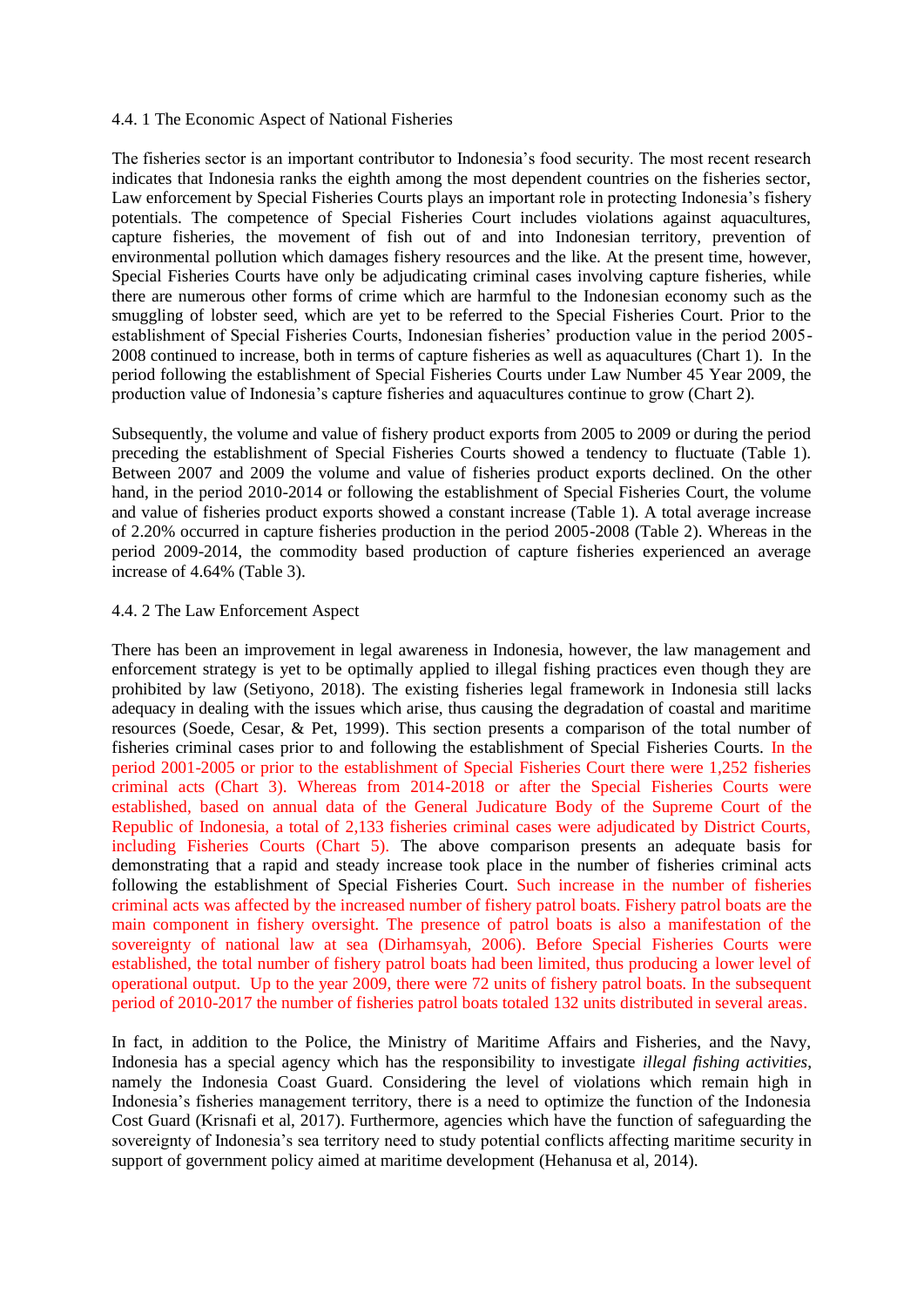#### 4.4. 1 The Economic Aspect of National Fisheries

The fisheries sector is an important contributor to Indonesia's food security. The most recent research indicates that Indonesia ranks the eighth among the most dependent countries on the fisheries sector, Law enforcement by Special Fisheries Courts plays an important role in protecting Indonesia's fishery potentials. The competence of Special Fisheries Court includes violations against aquacultures, capture fisheries, the movement of fish out of and into Indonesian territory, prevention of environmental pollution which damages fishery resources and the like. At the present time, however, Special Fisheries Courts have only be adjudicating criminal cases involving capture fisheries, while there are numerous other forms of crime which are harmful to the Indonesian economy such as the smuggling of lobster seed, which are yet to be referred to the Special Fisheries Court. Prior to the establishment of Special Fisheries Courts, Indonesian fisheries' production value in the period 2005-2008 continued to increase, both in terms of capture fisheries as well as aquacultures (Chart 1). In the period following the establishment of Special Fisheries Courts under Law Number 45 Year 2009, the production value of Indonesia's capture fisheries and aquacultures continue to grow (Chart 2).

Subsequently, the volume and value of fishery product exports from 2005 to 2009 or during the period preceding the establishment of Special Fisheries Courts showed a tendency to fluctuate (Table 1). Between 2007 and 2009 the volume and value of fisheries product exports declined. On the other hand, in the period 2010-2014 or following the establishment of Special Fisheries Court, the volume and value of fisheries product exports showed a constant increase (Table 1). A total average increase of 2.20% occurred in capture fisheries production in the period 2005-2008 (Table 2). Whereas in the period 2009-2014, the commodity based production of capture fisheries experienced an average increase of 4.64% (Table 3).

#### 4.4. 2 The Law Enforcement Aspect

There has been an improvement in legal awareness in Indonesia, however, the law management and enforcement strategy is yet to be optimally applied to illegal fishing practices even though they are prohibited by law (Setiyono, 2018). The existing fisheries legal framework in Indonesia still lacks adequacy in dealing with the issues which arise, thus causing the degradation of coastal and maritime resources (Soede, Cesar, & Pet, 1999). This section presents a comparison of the total number of fisheries criminal cases prior to and following the establishment of Special Fisheries Courts. In the period 2001-2005 or prior to the establishment of Special Fisheries Court there were 1,252 fisheries criminal acts (Chart 3). Whereas from 2014-2018 or after the Special Fisheries Courts were established, based on annual data of the General Judicature Body of the Supreme Court of the Republic of Indonesia, a total of 2,133 fisheries criminal cases were adjudicated by District Courts, including Fisheries Courts (Chart 5). The above comparison presents an adequate basis for demonstrating that a rapid and steady increase took place in the number of fisheries criminal acts following the establishment of Special Fisheries Court. Such increase in the number of fisheries criminal acts was affected by the increased number of fishery patrol boats. Fishery patrol boats are the main component in fishery oversight. The presence of patrol boats is also a manifestation of the sovereignty of national law at sea (Dirhamsyah, 2006). Before Special Fisheries Courts were established, the total number of fishery patrol boats had been limited, thus producing a lower level of operational output. Up to the year 2009, there were 72 units of fishery patrol boats. In the subsequent period of 2010-2017 the number of fisheries patrol boats totaled 132 units distributed in several areas.

In fact, in addition to the Police, the Ministry of Maritime Affairs and Fisheries, and the Navy, Indonesia has a special agency which has the responsibility to investigate *illegal fishing activities*, namely the Indonesia Coast Guard. Considering the level of violations which remain high in Indonesia's fisheries management territory, there is a need to optimize the function of the Indonesia Cost Guard (Krisnafi et al, 2017). Furthermore, agencies which have the function of safeguarding the sovereignty of Indonesia's sea territory need to study potential conflicts affecting maritime security in support of government policy aimed at maritime development (Hehanusa et al, 2014).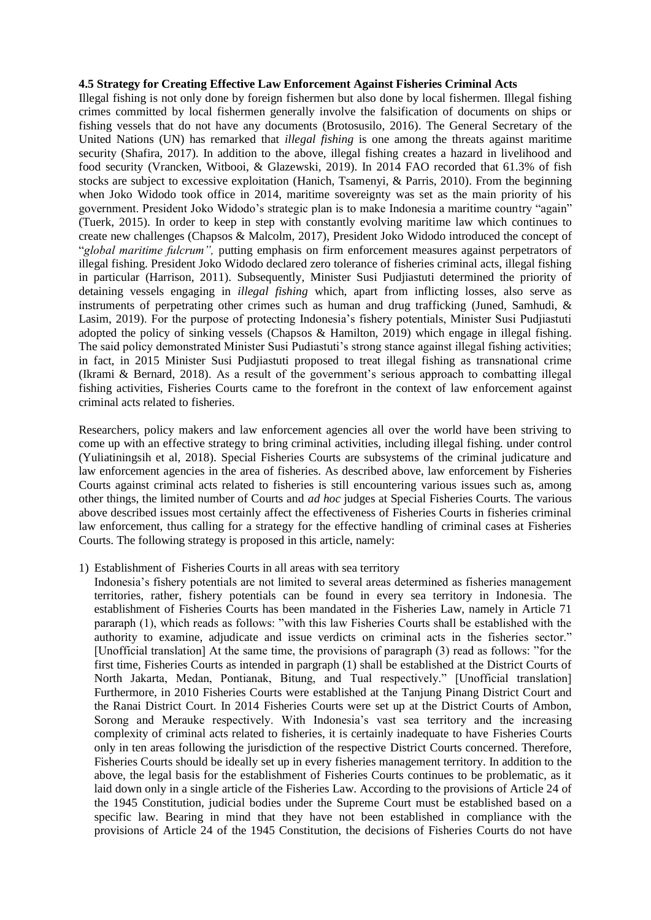**4.5 Strategy for Creating Effective Law Enforcement Against Fisheries Criminal Acts**

Illegal fishing is not only done by foreign fishermen but also done by local fishermen. Illegal fishing crimes committed by local fishermen generally involve the falsification of documents on ships or fishing vessels that do not have any documents (Brotosusilo, 2016). The General Secretary of the United Nations (UN) has remarked that *illegal fishing* is one among the threats against maritime security (Shafira, 2017). In addition to the above, illegal fishing creates a hazard in livelihood and food security (Vrancken, Witbooi, & Glazewski, 2019). In 2014 FAO recorded that 61.3% of fish stocks are subject to excessive exploitation (Hanich, Tsamenyi, & Parris, 2010). From the beginning when Joko Widodo took office in 2014, maritime sovereignty was set as the main priority of his government. President Joko Widodo's strategic plan is to make Indonesia a maritime country "again" (Tuerk, 2015). In order to keep in step with constantly evolving maritime law which continues to create new challenges (Chapsos & Malcolm, 2017), President Joko Widodo introduced the concept of "*global maritime fulcrum",* putting emphasis on firm enforcement measures against perpetrators of illegal fishing. President Joko Widodo declared zero tolerance of fisheries criminal acts, illegal fishing in particular (Harrison, 2011). Subsequently, Minister Susi Pudjiastuti determined the priority of detaining vessels engaging in *illegal fishing* which, apart from inflicting losses, also serve as instruments of perpetrating other crimes such as human and drug trafficking (Juned, Samhudi, & Lasim, 2019). For the purpose of protecting Indonesia's fishery potentials, Minister Susi Pudjiastuti adopted the policy of sinking vessels (Chapsos & Hamilton, 2019) which engage in illegal fishing. The said policy demonstrated Minister Susi Pudiastuti's strong stance against illegal fishing activities; in fact, in 2015 Minister Susi Pudjiastuti proposed to treat illegal fishing as transnational crime (Ikrami & Bernard, 2018). As a result of the government's serious approach to combatting illegal fishing activities, Fisheries Courts came to the forefront in the context of law enforcement against criminal acts related to fisheries.

Researchers, policy makers and law enforcement agencies all over the world have been striving to come up with an effective strategy to bring criminal activities, including illegal fishing. under control (Yuliatiningsih et al, 2018). Special Fisheries Courts are subsystems of the criminal judicature and law enforcement agencies in the area of fisheries. As described above, law enforcement by Fisheries Courts against criminal acts related to fisheries is still encountering various issues such as, among other things, the limited number of Courts and *ad hoc* judges at Special Fisheries Courts. The various above described issues most certainly affect the effectiveness of Fisheries Courts in fisheries criminal law enforcement, thus calling for a strategy for the effective handling of criminal cases at Fisheries Courts. The following strategy is proposed in this article, namely:

1) Establishment of Fisheries Courts in all areas with sea territory

   Indonesia's fishery potentials are not limited to several areas determined as fisheries management territories, rather, fishery potentials can be found in every sea territory in Indonesia. The establishment of Fisheries Courts has been mandated in the Fisheries Law, namely in Article 71 pararaph (1), which reads as follows: "with this law Fisheries Courts shall be established with the authority to examine, adjudicate and issue verdicts on criminal acts in the fisheries sector." [Unofficial translation] At the same time, the provisions of paragraph (3) read as follows: "for the first time, Fisheries Courts as intended in pargraph (1) shall be established at the District Courts of North Jakarta, Medan, Pontianak, Bitung, and Tual respectively." [Unofficial translation] Furthermore, in 2010 Fisheries Courts were established at the Tanjung Pinang District Court and the Ranai District Court. In 2014 Fisheries Courts were set up at the District Courts of Ambon, Sorong and Merauke respectively. With Indonesia's vast sea territory and the increasing complexity of criminal acts related to fisheries, it is certainly inadequate to have Fisheries Courts only in ten areas following the jurisdiction of the respective District Courts concerned. Therefore, Fisheries Courts should be ideally set up in every fisheries management territory. In addition to the above, the legal basis for the establishment of Fisheries Courts continues to be problematic, as it laid down only in a single article of the Fisheries Law. According to the provisions of Article 24 of the 1945 Constitution, judicial bodies under the Supreme Court must be established based on a specific law. Bearing in mind that they have not been established in compliance with the provisions of Article 24 of the 1945 Constitution, the decisions of Fisheries Courts do not have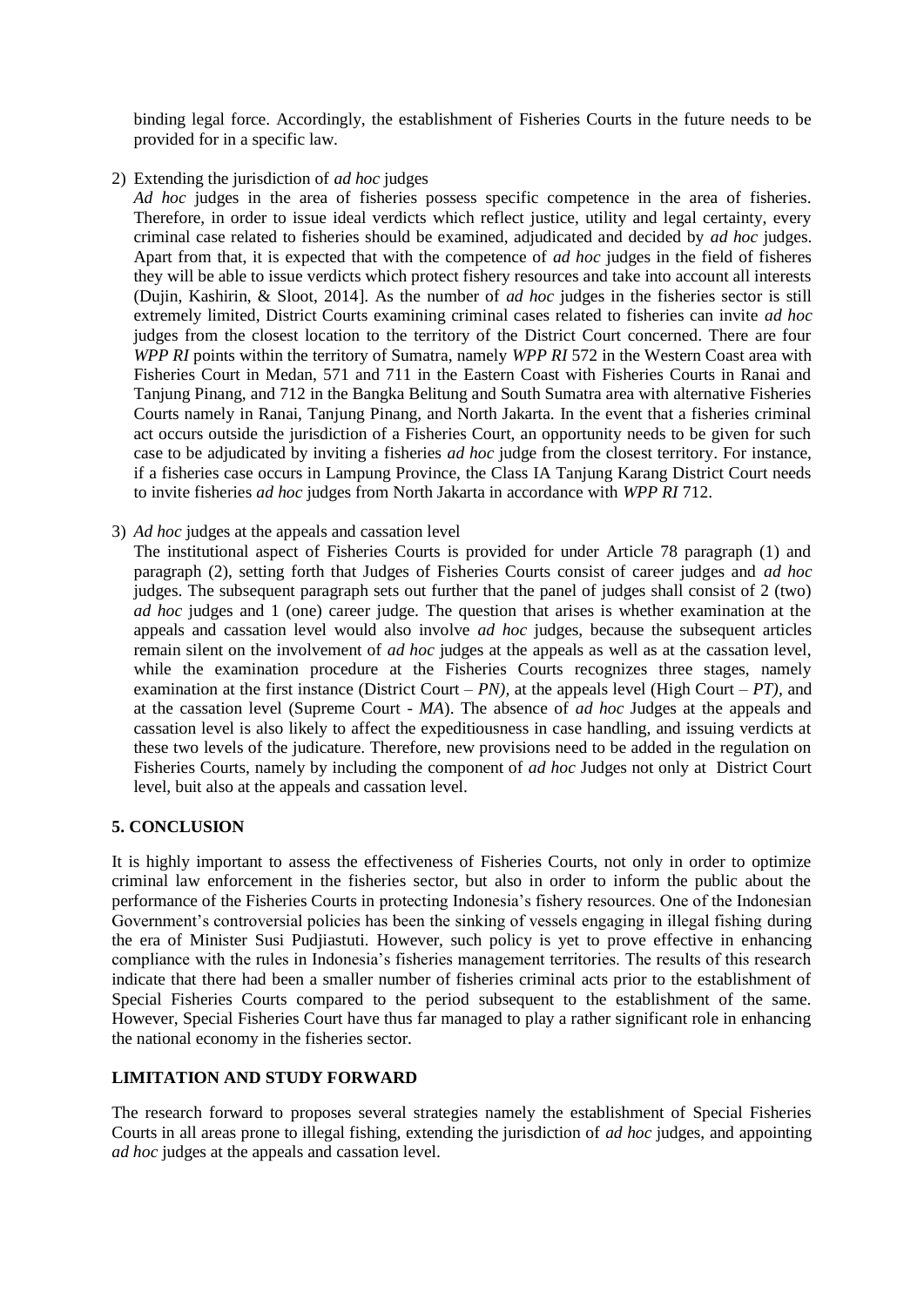binding legal force. Accordingly, the establishment of Fisheries Courts in the future needs to be provided for in a specific law.

2) Extending the jurisdiction of *ad hoc* judges

   *Ad hoc* judges in the area of fisheries possess specific competence in the area of fisheries. Therefore, in order to issue ideal verdicts which reflect justice, utility and legal certainty, every criminal case related to fisheries should be examined, adjudicated and decided by *ad hoc* judges. Apart from that, it is expected that with the competence of *ad hoc* judges in the field of fisheres they will be able to issue verdicts which protect fishery resources and take into account all interests (Dujin, Kashirin, & Sloot, 2014]. As the number of *ad hoc* judges in the fisheries sector is still extremely limited, District Courts examining criminal cases related to fisheries can invite *ad hoc* judges from the closest location to the territory of the District Court concerned. There are four *WPP RI* points within the territory of Sumatra, namely *WPP RI* 572 in the Western Coast area with Fisheries Court in Medan, 571 and 711 in the Eastern Coast with Fisheries Courts in Ranai and Tanjung Pinang, and 712 in the Bangka Belitung and South Sumatra area with alternative Fisheries Courts namely in Ranai, Tanjung Pinang, and North Jakarta. In the event that a fisheries criminal act occurs outside the jurisdiction of a Fisheries Court, an opportunity needs to be given for such case to be adjudicated by inviting a fisheries *ad hoc* judge from the closest territory. For instance, if a fisheries case occurs in Lampung Province, the Class IA Tanjung Karang District Court needs to invite fisheries *ad hoc* judges from North Jakarta in accordance with *WPP RI* 712.

3) *Ad hoc* judges at the appeals and cassation level

   The institutional aspect of Fisheries Courts is provided for under Article 78 paragraph (1) and paragraph (2), setting forth that Judges of Fisheries Courts consist of career judges and *ad hoc* judges. The subsequent paragraph sets out further that the panel of judges shall consist of 2 (two) *ad hoc* judges and 1 (one) career judge. The question that arises is whether examination at the appeals and cassation level would also involve *ad hoc* judges, because the subsequent articles remain silent on the involvement of *ad hoc* judges at the appeals as well as at the cassation level, while the examination procedure at the Fisheries Courts recognizes three stages, namely examination at the first instance (District Court – *PN),* at the appeals level (High Court – *PT),* and at the cassation level (Supreme Court - *MA*). The absence of *ad hoc* Judges at the appeals and cassation level is also likely to affect the expeditiousness in case handling, and issuing verdicts at these two levels of the judicature. Therefore, new provisions need to be added in the regulation on Fisheries Courts, namely by including the component of *ad hoc* Judges not only at District Court level, buit also at the appeals and cassation level.

## 5. CONCLUSION

It is highly important to assess the effectiveness of Fisheries Courts, not only in order to optimize criminal law enforcement in the fisheries sector, but also in order to inform the public about the performance of the Fisheries Courts in protecting Indonesia's fishery resources. One of the Indonesian Government's controversial policies has been the sinking of vessels engaging in illegal fishing during the era of Minister Susi Pudjiastuti. However, such policy is yet to prove effective in enhancing compliance with the rules in Indonesia's fisheries management territories. The results of this research indicate that there had been a smaller number of fisheries criminal acts prior to the establishment of Special Fisheries Courts compared to the period subsequent to the establishment of the same. However, Special Fisheries Court have thus far managed to play a rather significant role in enhancing the national economy in the fisheries sector.

## LIMITATION AND STUDY FORWARD

The research forward to proposes several strategies namely the establishment of Special Fisheries Courts in all areas prone to illegal fishing, extending the jurisdiction of *ad hoc* judges, and appointing *ad hoc* judges at the appeals and cassation level.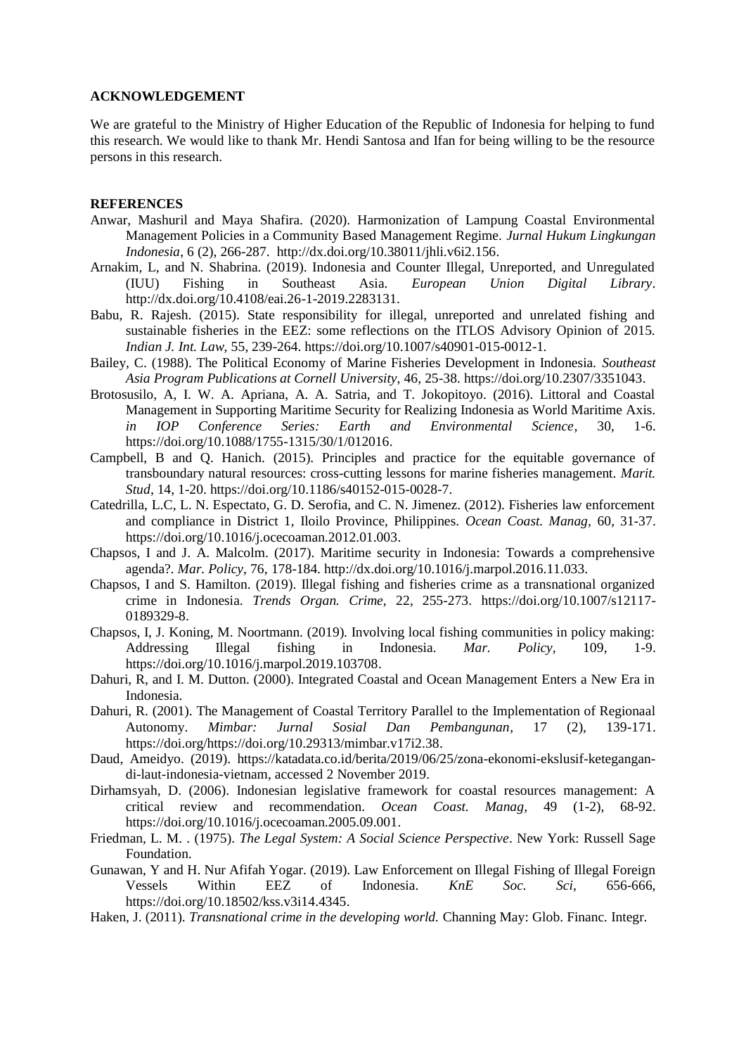## ACKNOWLEDGEMENT

We are grateful to the Ministry of Higher Education of the Republic of Indonesia for helping to fund this research. We would like to thank Mr. Hendi Santosa and Ifan for being willing to be the resource persons in this research.

## REFERENCES

Anwar, Mashuril and Maya Shafira. (2020). Harmonization of Lampung Coastal Environmental Management Policies in a Community Based Management Regime. *Jurnal Hukum Lingkungan Indonesia*, 6 (2), 266-287. http://dx.doi.org/10.38011/jhli.v6i2.156.

Arnakim, L, and N. Shabrina. (2019). Indonesia and Counter Illegal, Unreported, and Unregulated (IUU) Fishing in Southeast Asia. *European Union Digital Library*. http://dx.doi.org/10.4108/eai.26-1-2019.2283131.

Babu, R. Rajesh. (2015). State responsibility for illegal, unreported and unrelated fishing and sustainable fisheries in the EEZ: some reflections on the ITLOS Advisory Opinion of 2015. *Indian J. Int. Law*, 55, 239-264. https://doi.org/10.1007/s40901-015-0012-1.

Bailey, C. (1988). The Political Economy of Marine Fisheries Development in Indonesia. *Southeast Asia Program Publications at Cornell University*, 46, 25-38. https://doi.org/10.2307/3351043.

Brotosusilo, A, I. W. A. Apriana, A. A. Satria, and T. Jokopitoyo. (2016). Littoral and Coastal Management in Supporting Maritime Security for Realizing Indonesia as World Maritime Axis. *in IOP Conference Series: Earth and Environmental Science*, 30, 1-6. https://doi.org/10.1088/1755-1315/30/1/012016.

Campbell, B and Q. Hanich. (2015). Principles and practice for the equitable governance of transboundary natural resources: cross-cutting lessons for marine fisheries management. *Marit. Stud*, 14, 1-20. https://doi.org/10.1186/s40152-015-0028-7.

Catedrilla, L.C, L. N. Espectato, G. D. Serofia, and C. N. Jimenez. (2012). Fisheries law enforcement and compliance in District 1, Iloilo Province, Philippines. *Ocean Coast. Manag*, 60, 31-37. https://doi.org/10.1016/j.ocecoaman.2012.01.003.

Chapsos, I and J. A. Malcolm. (2017). Maritime security in Indonesia: Towards a comprehensive agenda?. *Mar. Policy*, 76, 178-184. http://dx.doi.org/10.1016/j.marpol.2016.11.033.

Chapsos, I and S. Hamilton. (2019). Illegal fishing and fisheries crime as a transnational organized crime in Indonesia. *Trends Organ. Crime*, 22, 255-273. https://doi.org/10.1007/s12117-0189329-8.

Chapsos, I, J. Koning, M. Noortmann. (2019). Involving local fishing communities in policy making: Addressing Illegal fishing in Indonesia. *Mar. Policy*, 109, 1-9. https://doi.org/10.1016/j.marpol.2019.103708.

Dahuri, R, and I. M. Dutton. (2000). Integrated Coastal and Ocean Management Enters a New Era in Indonesia.

Dahuri, R. (2001). The Management of Coastal Territory Parallel to the Implementation of Regionaal Autonomy. *Mimbar: Jurnal Sosial Dan Pembangunan*, 17 (2), 139-171. https://doi.org/https://doi.org/10.29313/mimbar.v17i2.38.

Daud, Ameidyo. (2019). https://katadata.co.id/berita/2019/06/25/zona-ekonomi-ekslusif-ketegangan-di-laut-indonesia-vietnam, accessed 2 November 2019.

Dirhamsyah, D. (2006). Indonesian legislative framework for coastal resources management: A critical review and recommendation. *Ocean Coast. Manag*, 49 (1-2), 68-92. https://doi.org/10.1016/j.ocecoaman.2005.09.001.

Friedman, L. M. . (1975). *The Legal System: A Social Science Perspective*. New York: Russell Sage Foundation.

Gunawan, Y and H. Nur Afifah Yogar. (2019). Law Enforcement on Illegal Fishing of Illegal Foreign Vessels Within EEZ of Indonesia. *KnE Soc. Sci*, 656-666, https://doi.org/10.18502/kss.v3i14.4345.

Haken, J. (2011). *Transnational crime in the developing world.* Channing May: Glob. Financ. Integr.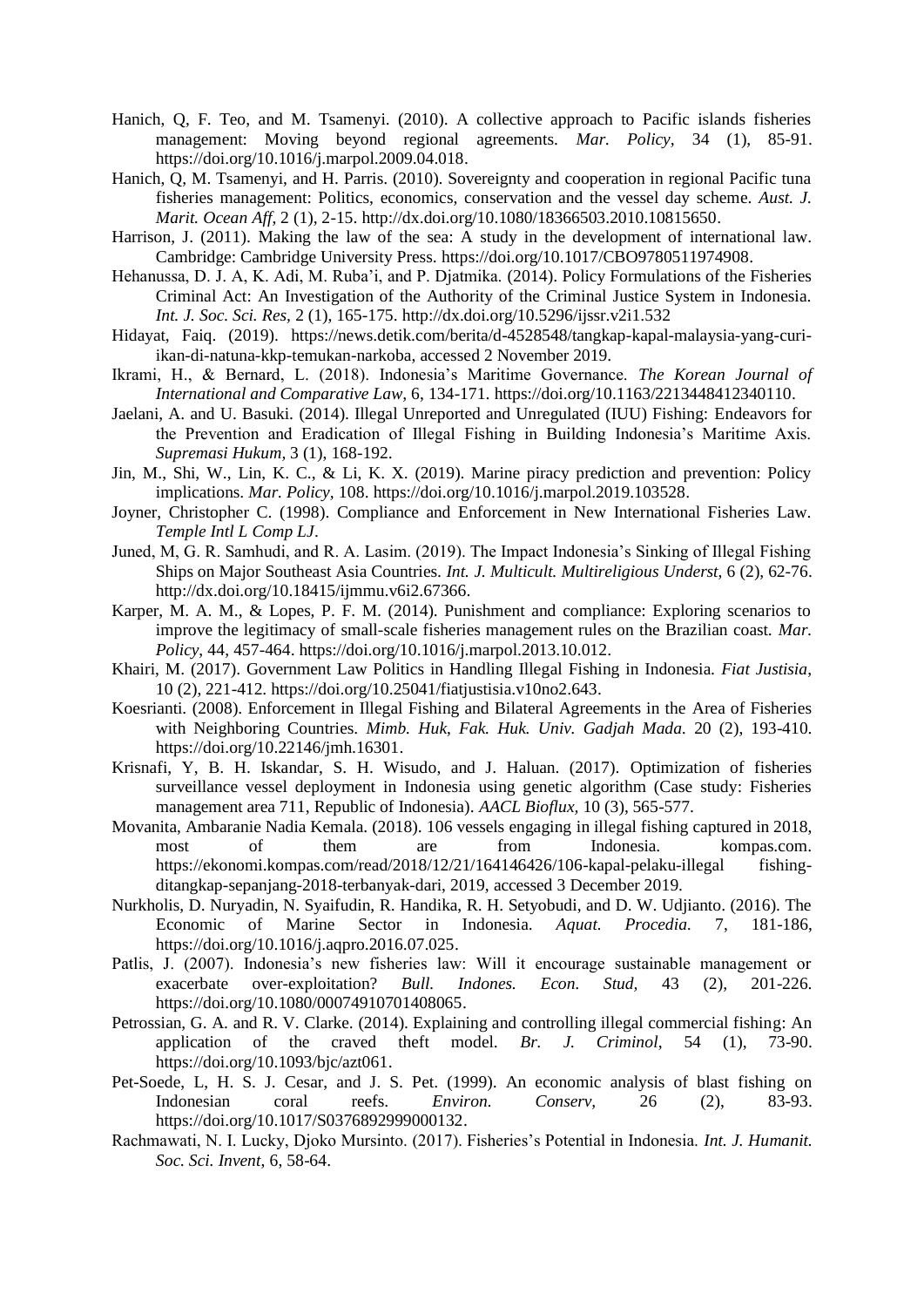Hanich, Q, F. Teo, and M. Tsamenyi. (2010). A collective approach to Pacific islands fisheries management: Moving beyond regional agreements. *Mar. Policy*, 34 (1), 85-91. https://doi.org/10.1016/j.marpol.2009.04.018.

Hanich, Q, M. Tsamenyi, and H. Parris. (2010). Sovereignty and cooperation in regional Pacific tuna fisheries management: Politics, economics, conservation and the vessel day scheme. *Aust. J. Marit. Ocean Aff*, 2 (1), 2-15. http://dx.doi.org/10.1080/18366503.2010.10815650.

Harrison, J. (2011). Making the law of the sea: A study in the development of international law. Cambridge: Cambridge University Press. https://doi.org/10.1017/CBO9780511974908.

Hehanussa, D. J. A, K. Adi, M. Ruba'i, and P. Djatmika. (2014). Policy Formulations of the Fisheries Criminal Act: An Investigation of the Authority of the Criminal Justice System in Indonesia. *Int. J. Soc. Sci. Res*, 2 (1), 165-175. http://dx.doi.org/10.5296/ijssr.v2i1.532

Hidayat, Faiq. (2019). https://news.detik.com/berita/d-4528548/tangkap-kapal-malaysia-yang-curi-ikan-di-natuna-kkp-temukan-narkoba, accessed 2 November 2019.

Ikrami, H., & Bernard, L. (2018). Indonesia's Maritime Governance. *The Korean Journal of International and Comparative Law*, 6, 134-171. https://doi.org/10.1163/2213448412340110.

Jaelani, A. and U. Basuki. (2014). Illegal Unreported and Unregulated (IUU) Fishing: Endeavors for the Prevention and Eradication of Illegal Fishing in Building Indonesia's Maritime Axis. *Supremasi Hukum*, 3 (1), 168-192.

Jin, M., Shi, W., Lin, K. C., & Li, K. X. (2019). Marine piracy prediction and prevention: Policy implications. *Mar. Policy*, 108. https://doi.org/10.1016/j.marpol.2019.103528.

Joyner, Christopher C. (1998). Compliance and Enforcement in New International Fisheries Law. *Temple Intl L Comp LJ*.

Juned, M, G. R. Samhudi, and R. A. Lasim. (2019). The Impact Indonesia's Sinking of Illegal Fishing Ships on Major Southeast Asia Countries. *Int. J. Multicult. Multireligious Underst*, 6 (2), 62-76. http://dx.doi.org/10.18415/ijmmu.v6i2.67366.

Karper, M. A. M., & Lopes, P. F. M. (2014). Punishment and compliance: Exploring scenarios to improve the legitimacy of small-scale fisheries management rules on the Brazilian coast. *Mar. Policy*, 44, 457-464. https://doi.org/10.1016/j.marpol.2013.10.012.

Khairi, M. (2017). Government Law Politics in Handling Illegal Fishing in Indonesia. *Fiat Justisia*, 10 (2), 221-412. https://doi.org/10.25041/fiatjustisia.v10no2.643.

Koesrianti. (2008). Enforcement in Illegal Fishing and Bilateral Agreements in the Area of Fisheries with Neighboring Countries. *Mimb. Huk, Fak. Huk. Univ. Gadjah Mada.* 20 (2), 193-410. https://doi.org/10.22146/jmh.16301.

Krisnafi, Y, B. H. Iskandar, S. H. Wisudo, and J. Haluan. (2017). Optimization of fisheries surveillance vessel deployment in Indonesia using genetic algorithm (Case study: Fisheries management area 711, Republic of Indonesia). *AACL Bioflux*, 10 (3), 565-577.

Movanita, Ambaranie Nadia Kemala. (2018). 106 vessels engaging in illegal fishing captured in 2018, most of them are from Indonesia. kompas.com. https://ekonomi.kompas.com/read/2018/12/21/164146426/106-kapal-pelaku-illegal fishing-ditangkap-sepanjang-2018-terbanyak-dari, 2019, accessed 3 December 2019.

Nurkholis, D. Nuryadin, N. Syaifudin, R. Handika, R. H. Setyobudi, and D. W. Udjianto. (2016). The Economic of Marine Sector in Indonesia. *Aquat. Procedia.* 7, 181-186, https://doi.org/10.1016/j.aqpro.2016.07.025.

Patlis, J. (2007). Indonesia's new fisheries law: Will it encourage sustainable management or exacerbate over-exploitation? *Bull. Indones. Econ. Stud*, 43 (2), 201-226. https://doi.org/10.1080/00074910701408065.

Petrossian, G. A. and R. V. Clarke. (2014). Explaining and controlling illegal commercial fishing: An application of the craved theft model. *Br. J. Criminol*, 54 (1), 73-90. https://doi.org/10.1093/bjc/azt061.

Pet-Soede, L, H. S. J. Cesar, and J. S. Pet. (1999). An economic analysis of blast fishing on Indonesian coral reefs. *Environ. Conserv*, 26 (2), 83-93. https://doi.org/10.1017/S0376892999000132.

Rachmawati, N. I. Lucky, Djoko Mursinto. (2017). Fisheries's Potential in Indonesia. *Int. J. Humanit. Soc. Sci. Invent*, 6, 58-64.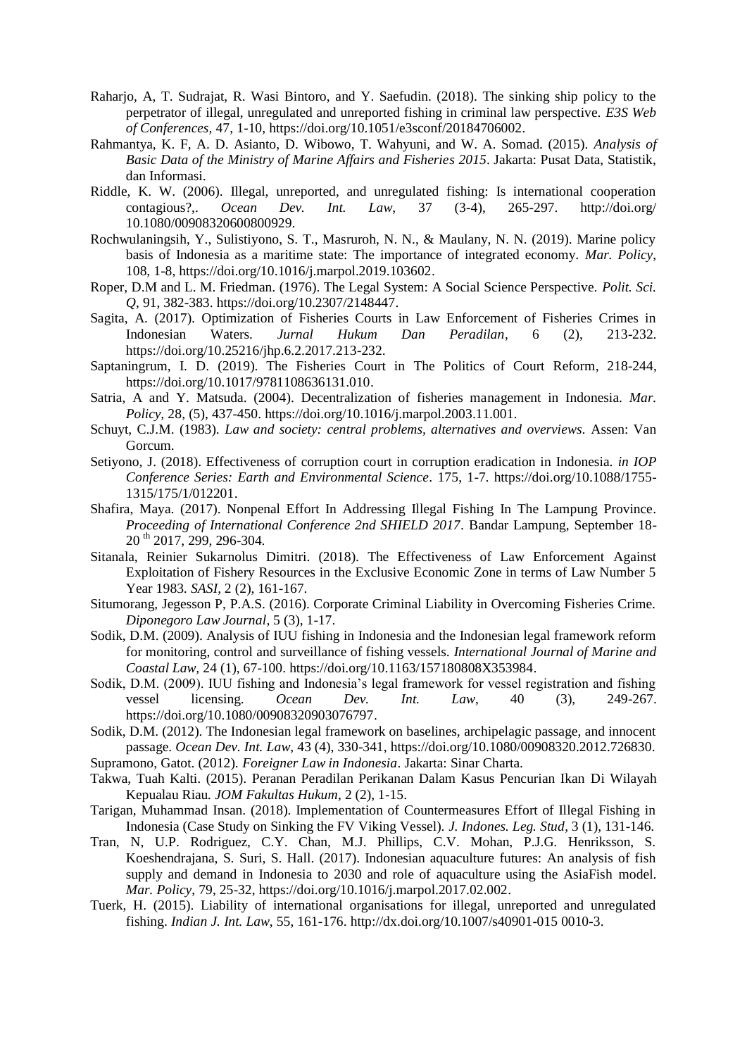Raharjo, A, T. Sudrajat, R. Wasi Bintoro, and Y. Saefudin. (2018). The sinking ship policy to the perpetrator of illegal, unregulated and unreported fishing in criminal law perspective. *E3S Web of Conferences*, 47, 1-10, https://doi.org/10.1051/e3sconf/20184706002.

Rahmantya, K. F, A. D. Asianto, D. Wibowo, T. Wahyuni, and W. A. Somad. (2015). *Analysis of Basic Data of the Ministry of Marine Affairs and Fisheries 2015*. Jakarta: Pusat Data, Statistik, dan Informasi.

Riddle, K. W. (2006). Illegal, unreported, and unregulated fishing: Is international cooperation contagious?,. *Ocean Dev. Int. Law*, 37 (3-4), 265-297. http://doi.org/10.1080/00908320600800929.

Rochwulaningsih, Y., Sulistiyono, S. T., Masruroh, N. N., & Maulany, N. N. (2019). Marine policy basis of Indonesia as a maritime state: The importance of integrated economy. *Mar. Policy*, 108, 1-8, https://doi.org/10.1016/j.marpol.2019.103602.

Roper, D.M and L. M. Friedman. (1976). The Legal System: A Social Science Perspective. *Polit. Sci. Q*, 91, 382-383. https://doi.org/10.2307/2148447.

Sagita, A. (2017). Optimization of Fisheries Courts in Law Enforcement of Fisheries Crimes in Indonesian Waters. *Jurnal Hukum Dan Peradilan*, 6 (2), 213-232. https://doi.org/10.25216/jhp.6.2.2017.213-232.

Saptaningrum, I. D. (2019). The Fisheries Court in The Politics of Court Reform, 218-244, https://doi.org/10.1017/9781108636131.010.

Satria, A and Y. Matsuda. (2004). Decentralization of fisheries management in Indonesia. *Mar. Policy*, 28, (5), 437-450. https://doi.org/10.1016/j.marpol.2003.11.001.

Schuyt, C.J.M. (1983). *Law and society: central problems, alternatives and overviews*. Assen: Van Gorcum.

Setiyono, J. (2018). Effectiveness of corruption court in corruption eradication in Indonesia. *in IOP Conference Series: Earth and Environmental Science*. 175, 1-7. https://doi.org/10.1088/1755-1315/175/1/012201.

Shafira, Maya. (2017). Nonpenal Effort In Addressing Illegal Fishing In The Lampung Province. *Proceeding of International Conference 2nd SHIELD 2017*. Bandar Lampung, September 18-20 th 2017, 299, 296-304.

Sitanala, Reinier Sukarnolus Dimitri. (2018). The Effectiveness of Law Enforcement Against Exploitation of Fishery Resources in the Exclusive Economic Zone in terms of Law Number 5 Year 1983. *SASI*, 2 (2), 161-167.

Situmorang, Jegesson P, P.A.S. (2016). Corporate Criminal Liability in Overcoming Fisheries Crime. *Diponegoro Law Journal*, 5 (3), 1-17.

Sodik, D.M. (2009). Analysis of IUU fishing in Indonesia and the Indonesian legal framework reform for monitoring, control and surveillance of fishing vessels. *International Journal of Marine and Coastal Law*, 24 (1), 67-100. https://doi.org/10.1163/157180808X353984.

Sodik, D.M. (2009). IUU fishing and Indonesia's legal framework for vessel registration and fishing vessel licensing. *Ocean Dev. Int. Law*, 40 (3), 249-267. https://doi.org/10.1080/00908320903076797.

Sodik, D.M. (2012). The Indonesian legal framework on baselines, archipelagic passage, and innocent passage. *Ocean Dev. Int. Law*, 43 (4), 330-341, https://doi.org/10.1080/00908320.2012.726830.

Supramono, Gatot. (2012). *Foreigner Law in Indonesia*. Jakarta: Sinar Charta.

Takwa, Tuah Kalti. (2015). Peranan Peradilan Perikanan Dalam Kasus Pencurian Ikan Di Wilayah Kepualau Riau. *JOM Fakultas Hukum*, 2 (2), 1-15.

Tarigan, Muhammad Insan. (2018). Implementation of Countermeasures Effort of Illegal Fishing in Indonesia (Case Study on Sinking the FV Viking Vessel). *J. Indones. Leg. Stud*, 3 (1), 131-146.

Tran, N, U.P. Rodriguez, C.Y. Chan, M.J. Phillips, C.V. Mohan, P.J.G. Henriksson, S. Koeshendrajana, S. Suri, S. Hall. (2017). Indonesian aquaculture futures: An analysis of fish supply and demand in Indonesia to 2030 and role of aquaculture using the AsiaFish model. *Mar. Policy*, 79, 25-32, https://doi.org/10.1016/j.marpol.2017.02.002.

Tuerk, H. (2015). Liability of international organisations for illegal, unreported and unregulated fishing. *Indian J. Int. Law*, 55, 161-176. http://dx.doi.org/10.1007/s40901-015 0010-3.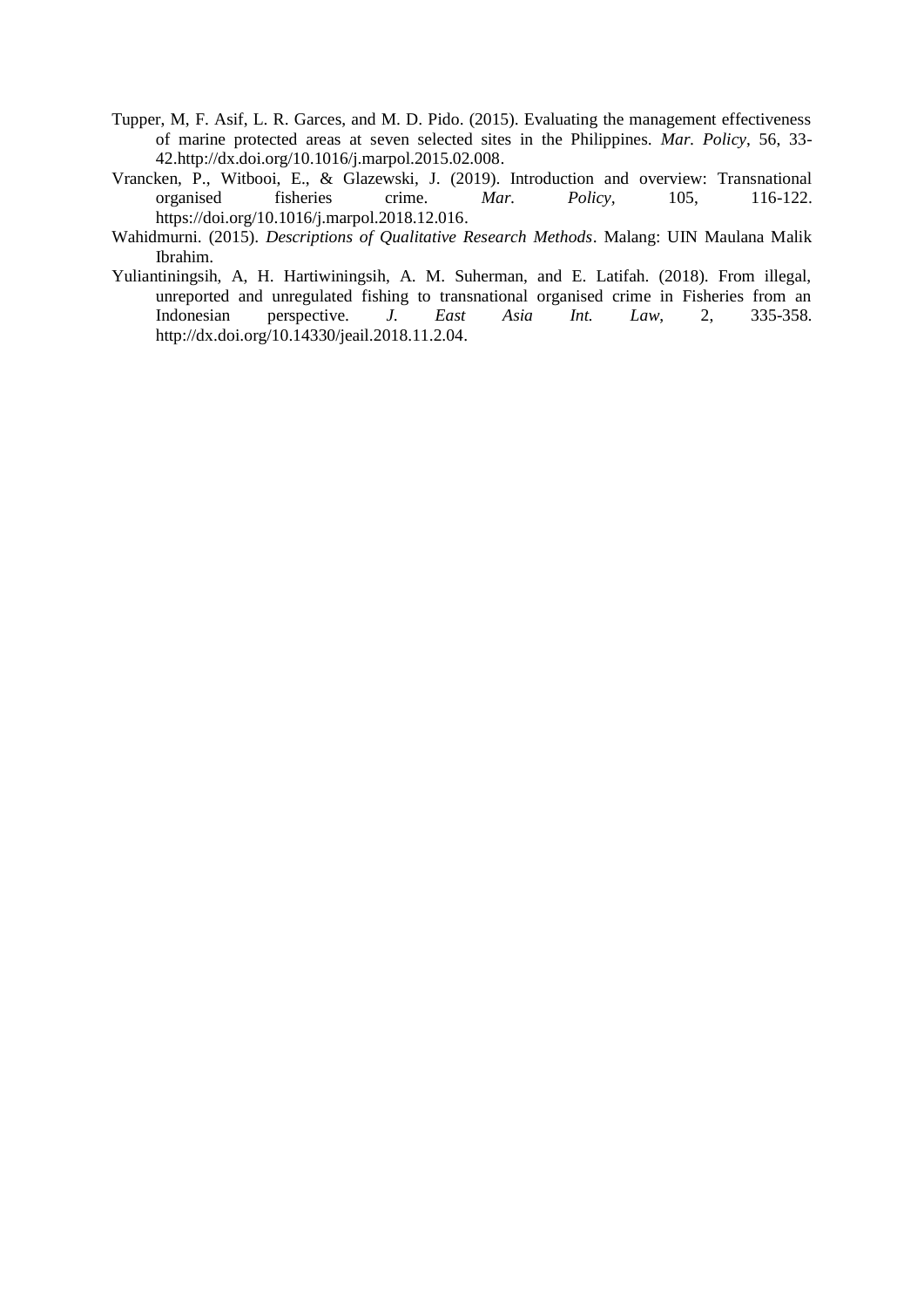Tupper, M, F. Asif, L. R. Garces, and M. D. Pido. (2015). Evaluating the management effectiveness of marine protected areas at seven selected sites in the Philippines. *Mar. Policy*, 56, 33-42.http://dx.doi.org/10.1016/j.marpol.2015.02.008.

Vrancken, P., Witbooi, E., & Glazewski, J. (2019). Introduction and overview: Transnational organised fisheries crime. *Mar. Policy*, 105, 116-122. https://doi.org/10.1016/j.marpol.2018.12.016.

Wahidmurni. (2015). *Descriptions of Qualitative Research Methods*. Malang: UIN Maulana Malik Ibrahim.

Yuliantiningsih, A, H. Hartiwiningsih, A. M. Suherman, and E. Latifah. (2018). From illegal, unreported and unregulated fishing to transnational organised crime in Fisheries from an Indonesian perspective. *J. East Asia Int. Law*, 2, 335-358. http://dx.doi.org/10.14330/jeail.2018.11.2.04.